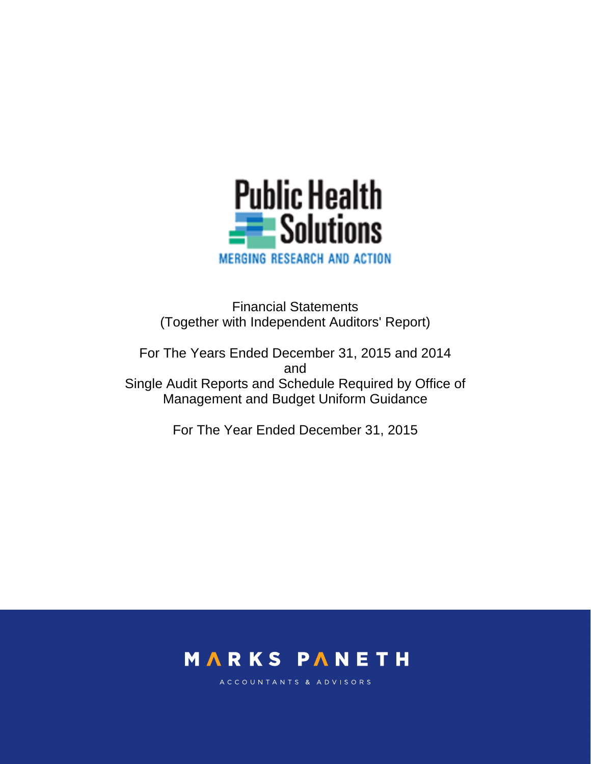# Public Health Solutions

MERGING RESEARCH AND ACTION

Financial Statements
(Together with Independent Auditors' Report)

For The Years Ended December 31, 2015 and 2014
and
Single Audit Reports and Schedule Required by Office of Management and Budget Uniform Guidance

For The Year Ended December 31, 2015

MARKS PANETH

ACCOUNTANTS & ADVISORS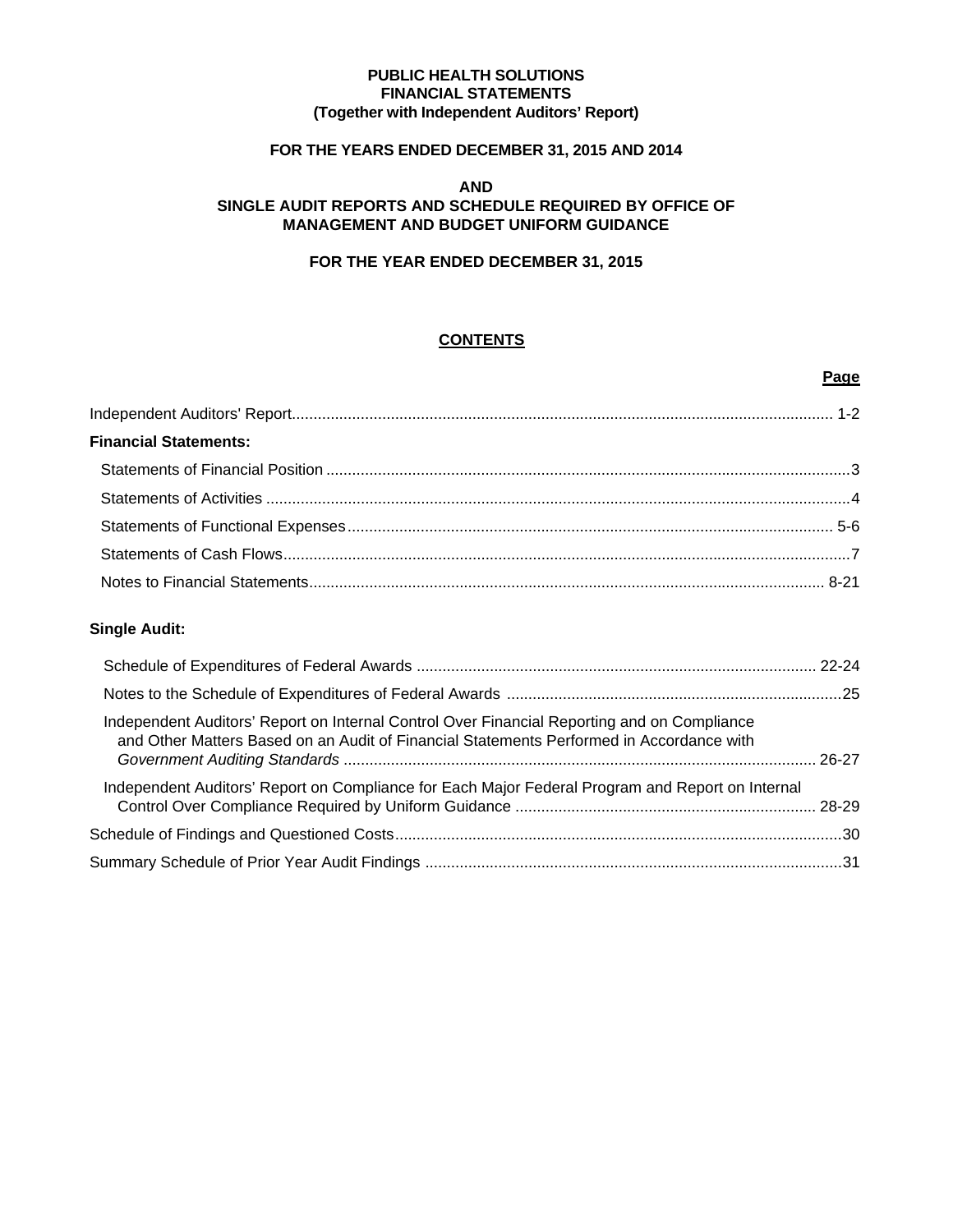**PUBLIC HEALTH SOLUTIONS**
**FINANCIAL STATEMENTS**
**(Together with Independent Auditors' Report)**

**FOR THE YEARS ENDED DECEMBER 31, 2015 AND 2014**

**AND**
**SINGLE AUDIT REPORTS AND SCHEDULE REQUIRED BY OFFICE OF MANAGEMENT AND BUDGET UNIFORM GUIDANCE**

**FOR THE YEAR ENDED DECEMBER 31, 2015**

## CONTENTS

| | Page |
|---|---|
| Independent Auditors' Report | 1-2 |
| **Financial Statements:** | |
| Statements of Financial Position | 3 |
| Statements of Activities | 4 |
| Statements of Functional Expenses | 5-6 |
| Statements of Cash Flows | 7 |
| Notes to Financial Statements | 8-21 |
| **Single Audit:** | |
| Schedule of Expenditures of Federal Awards | 22-24 |
| Notes to the Schedule of Expenditures of Federal Awards | 25 |
| Independent Auditors' Report on Internal Control Over Financial Reporting and on Compliance and Other Matters Based on an Audit of Financial Statements Performed in Accordance with *Government Auditing Standards* | 26-27 |
| Independent Auditors' Report on Compliance for Each Major Federal Program and Report on Internal Control Over Compliance Required by Uniform Guidance | 28-29 |
| Schedule of Findings and Questioned Costs | 30 |
| Summary Schedule of Prior Year Audit Findings | 31 |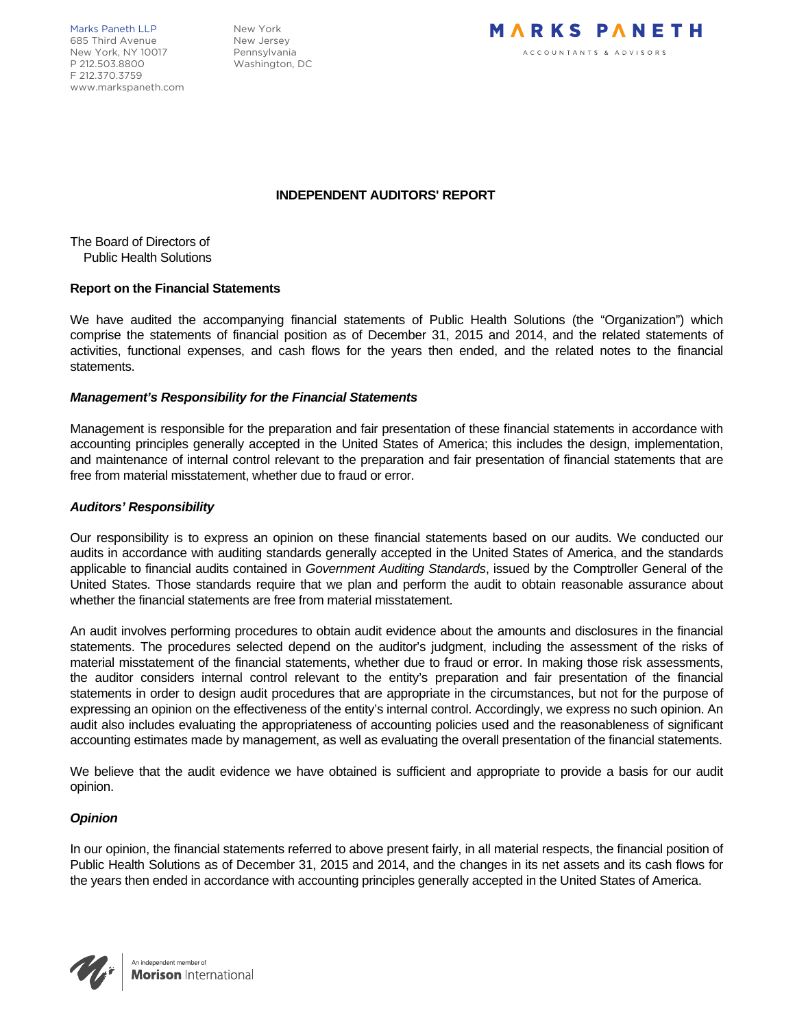Marks Paneth LLP
685 Third Avenue
New York, NY 10017
P 212.503.8800
F 212.370.3759
www.markspaneth.com

New York
New Jersey
Pennsylvania
Washington, DC

MARKS PANETH
ACCOUNTANTS & ADVISORS

# INDEPENDENT AUDITORS' REPORT

The Board of Directors of
Public Health Solutions

**Report on the Financial Statements**

We have audited the accompanying financial statements of Public Health Solutions (the "Organization") which comprise the statements of financial position as of December 31, 2015 and 2014, and the related statements of activities, functional expenses, and cash flows for the years then ended, and the related notes to the financial statements.

***Management's Responsibility for the Financial Statements***

Management is responsible for the preparation and fair presentation of these financial statements in accordance with accounting principles generally accepted in the United States of America; this includes the design, implementation, and maintenance of internal control relevant to the preparation and fair presentation of financial statements that are free from material misstatement, whether due to fraud or error.

***Auditors' Responsibility***

Our responsibility is to express an opinion on these financial statements based on our audits. We conducted our audits in accordance with auditing standards generally accepted in the United States of America, and the standards applicable to financial audits contained in *Government Auditing Standards*, issued by the Comptroller General of the United States. Those standards require that we plan and perform the audit to obtain reasonable assurance about whether the financial statements are free from material misstatement.

An audit involves performing procedures to obtain audit evidence about the amounts and disclosures in the financial statements. The procedures selected depend on the auditor's judgment, including the assessment of the risks of material misstatement of the financial statements, whether due to fraud or error. In making those risk assessments, the auditor considers internal control relevant to the entity's preparation and fair presentation of the financial statements in order to design audit procedures that are appropriate in the circumstances, but not for the purpose of expressing an opinion on the effectiveness of the entity's internal control. Accordingly, we express no such opinion. An audit also includes evaluating the appropriateness of accounting policies used and the reasonableness of significant accounting estimates made by management, as well as evaluating the overall presentation of the financial statements.

We believe that the audit evidence we have obtained is sufficient and appropriate to provide a basis for our audit opinion.

***Opinion***

In our opinion, the financial statements referred to above present fairly, in all material respects, the financial position of Public Health Solutions as of December 31, 2015 and 2014, and the changes in its net assets and its cash flows for the years then ended in accordance with accounting principles generally accepted in the United States of America.

An independent member of
**Morison** International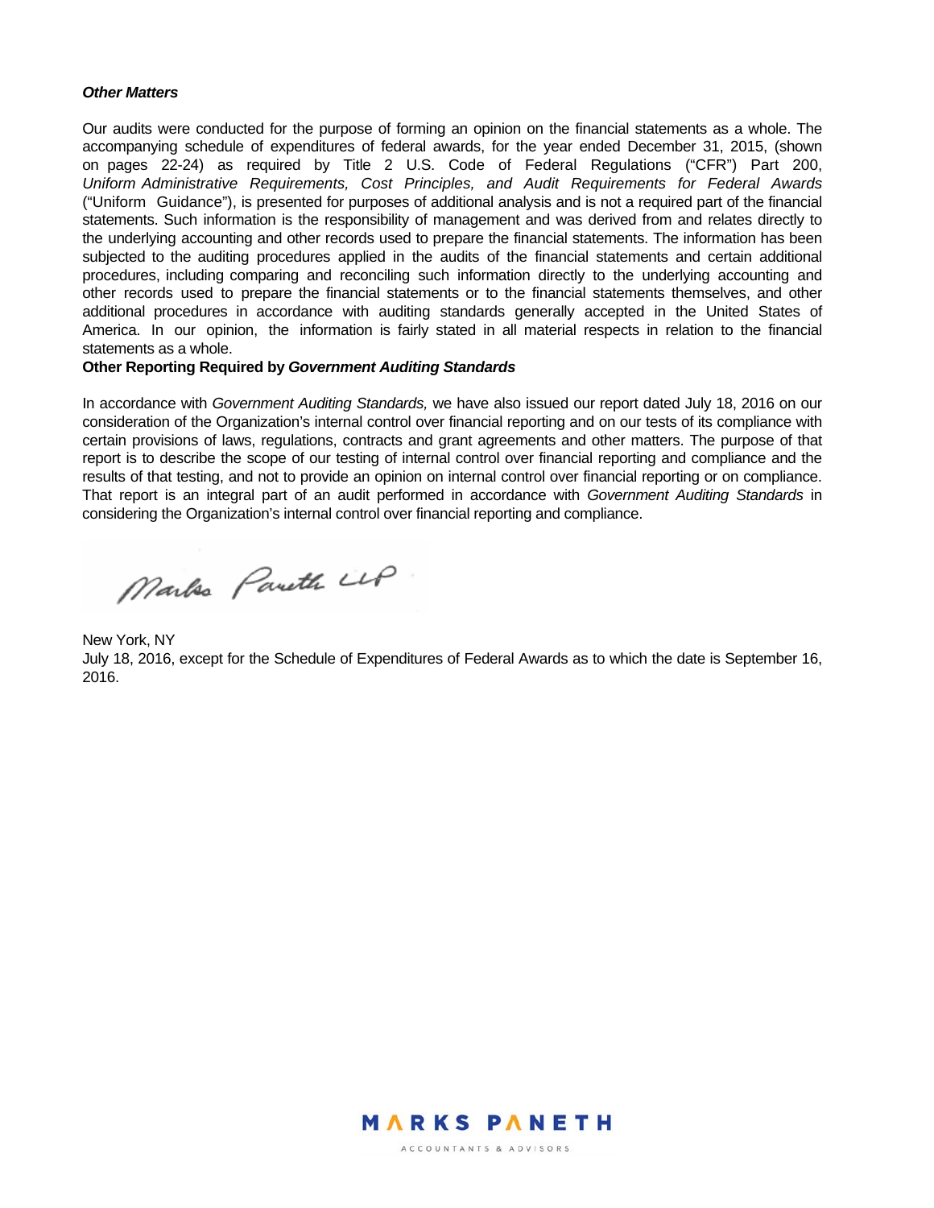***Other Matters***

Our audits were conducted for the purpose of forming an opinion on the financial statements as a whole. The accompanying schedule of expenditures of federal awards, for the year ended December 31, 2015, (shown on pages 22-24) as required by Title 2 U.S. Code of Federal Regulations ("CFR") Part 200, *Uniform Administrative Requirements, Cost Principles, and Audit Requirements for Federal Awards* ("Uniform Guidance"), is presented for purposes of additional analysis and is not a required part of the financial statements. Such information is the responsibility of management and was derived from and relates directly to the underlying accounting and other records used to prepare the financial statements. The information has been subjected to the auditing procedures applied in the audits of the financial statements and certain additional procedures, including comparing and reconciling such information directly to the underlying accounting and other records used to prepare the financial statements or to the financial statements themselves, and other additional procedures in accordance with auditing standards generally accepted in the United States of America. In our opinion, the information is fairly stated in all material respects in relation to the financial statements as a whole.

**Other Reporting Required by *Government Auditing Standards***

In accordance with *Government Auditing Standards,* we have also issued our report dated July 18, 2016 on our consideration of the Organization's internal control over financial reporting and on our tests of its compliance with certain provisions of laws, regulations, contracts and grant agreements and other matters. The purpose of that report is to describe the scope of our testing of internal control over financial reporting and compliance and the results of that testing, and not to provide an opinion on internal control over financial reporting or on compliance. That report is an integral part of an audit performed in accordance with *Government Auditing Standards* in considering the Organization's internal control over financial reporting and compliance.

Marks Paneth LLP

New York, NY
July 18, 2016, except for the Schedule of Expenditures of Federal Awards as to which the date is September 16, 2016.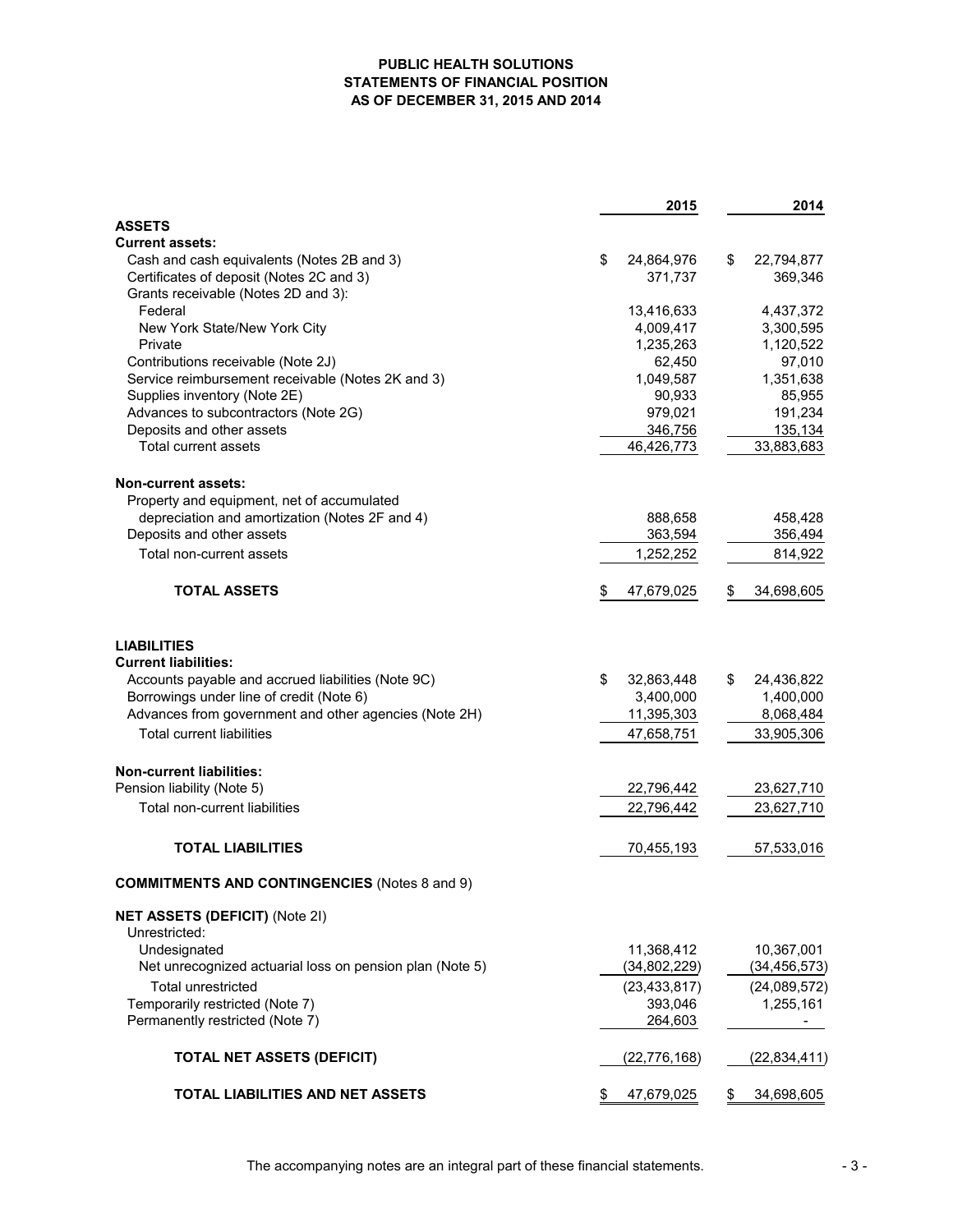# PUBLIC HEALTH SOLUTIONS
## STATEMENTS OF FINANCIAL POSITION
### AS OF DECEMBER 31, 2015 AND 2014

| | 2015 | 2014 |
|---|---|---|
| **ASSETS** | | |
| **Current assets:** | | |
| Cash and cash equivalents (Notes 2B and 3) | $ 24,864,976 | $ 22,794,877 |
| Certificates of deposit (Notes 2C and 3) | 371,737 | 369,346 |
| Grants receivable (Notes 2D and 3): | | |
| Federal | 13,416,633 | 4,437,372 |
| New York State/New York City | 4,009,417 | 3,300,595 |
| Private | 1,235,263 | 1,120,522 |
| Contributions receivable (Note 2J) | 62,450 | 97,010 |
| Service reimbursement receivable (Notes 2K and 3) | 1,049,587 | 1,351,638 |
| Supplies inventory (Note 2E) | 90,933 | 85,955 |
| Advances to subcontractors (Note 2G) | 979,021 | 191,234 |
| Deposits and other assets | 346,756 | 135,134 |
| Total current assets | 46,426,773 | 33,883,683 |
| **Non-current assets:** | | |
| Property and equipment, net of accumulated depreciation and amortization (Notes 2F and 4) | 888,658 | 458,428 |
| Deposits and other assets | 363,594 | 356,494 |
| Total non-current assets | 1,252,252 | 814,922 |
| **TOTAL ASSETS** | $ 47,679,025 | $ 34,698,605 |
| **LIABILITIES** | | |
| **Current liabilities:** | | |
| Accounts payable and accrued liabilities (Note 9C) | $ 32,863,448 | $ 24,436,822 |
| Borrowings under line of credit (Note 6) | 3,400,000 | 1,400,000 |
| Advances from government and other agencies (Note 2H) | 11,395,303 | 8,068,484 |
| Total current liabilities | 47,658,751 | 33,905,306 |
| **Non-current liabilities:** | | |
| Pension liability (Note 5) | 22,796,442 | 23,627,710 |
| Total non-current liabilities | 22,796,442 | 23,627,710 |
| **TOTAL LIABILITIES** | 70,455,193 | 57,533,016 |
| **COMMITMENTS AND CONTINGENCIES** (Notes 8 and 9) | | |
| **NET ASSETS (DEFICIT)** (Note 2I) | | |
| Unrestricted: | | |
| Undesignated | 11,368,412 | 10,367,001 |
| Net unrecognized actuarial loss on pension plan (Note 5) | (34,802,229) | (34,456,573) |
| Total unrestricted | (23,433,817) | (24,089,572) |
| Temporarily restricted (Note 7) | 393,046 | 1,255,161 |
| Permanently restricted (Note 7) | 264,603 | - |
| **TOTAL NET ASSETS (DEFICIT)** | (22,776,168) | (22,834,411) |
| **TOTAL LIABILITIES AND NET ASSETS** | $ 47,679,025 | $ 34,698,605 |

The accompanying notes are an integral part of these financial statements.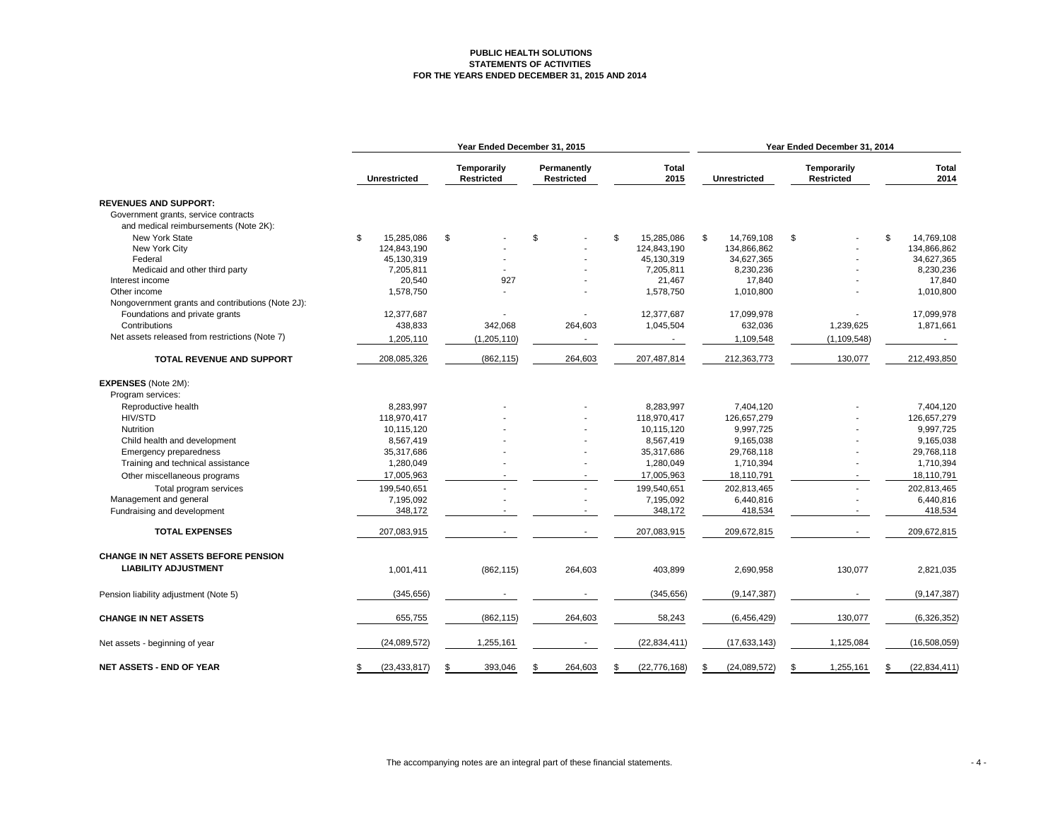**PUBLIC HEALTH SOLUTIONS**
**STATEMENTS OF ACTIVITIES**
**FOR THE YEARS ENDED DECEMBER 31, 2015 AND 2014**

| | Year Ended December 31, 2015 | | | | Year Ended December 31, 2014 | | |
|---|---|---|---|---|---|---|---|
| | Unrestricted | Temporarily Restricted | Permanently Restricted | Total 2015 | Unrestricted | Temporarily Restricted | Total 2014 |
| **REVENUES AND SUPPORT:** | | | | | | | |
| Government grants, service contracts and medical reimbursements (Note 2K): | | | | | | | |
| New York State | $ 15,285,086 | $ - | $ - | $ 15,285,086 | $ 14,769,108 | $ - | $ 14,769,108 |
| New York City | 124,843,190 | - | - | 124,843,190 | 134,866,862 | - | 134,866,862 |
| Federal | 45,130,319 | - | - | 45,130,319 | 34,627,365 | - | 34,627,365 |
| Medicaid and other third party | 7,205,811 | - | - | 7,205,811 | 8,230,236 | - | 8,230,236 |
| Interest income | 20,540 | 927 | - | 21,467 | 17,840 | - | 17,840 |
| Other income | 1,578,750 | - | - | 1,578,750 | 1,010,800 | - | 1,010,800 |
| Nongovernment grants and contributions (Note 2J): | | | | | | | |
| Foundations and private grants | 12,377,687 | - | - | 12,377,687 | 17,099,978 | - | 17,099,978 |
| Contributions | 438,833 | 342,068 | 264,603 | 1,045,504 | 632,036 | 1,239,625 | 1,871,661 |
| Net assets released from restrictions (Note 7) | 1,205,110 | (1,205,110) | - | - | 1,109,548 | (1,109,548) | - |
| **TOTAL REVENUE AND SUPPORT** | 208,085,326 | (862,115) | 264,603 | 207,487,814 | 212,363,773 | 130,077 | 212,493,850 |
| **EXPENSES** (Note 2M): | | | | | | | |
| Program services: | | | | | | | |
| Reproductive health | 8,283,997 | - | - | 8,283,997 | 7,404,120 | - | 7,404,120 |
| HIV/STD | 118,970,417 | - | - | 118,970,417 | 126,657,279 | - | 126,657,279 |
| Nutrition | 10,115,120 | - | - | 10,115,120 | 9,997,725 | - | 9,997,725 |
| Child health and development | 8,567,419 | - | - | 8,567,419 | 9,165,038 | - | 9,165,038 |
| Emergency preparedness | 35,317,686 | - | - | 35,317,686 | 29,768,118 | - | 29,768,118 |
| Training and technical assistance | 1,280,049 | - | - | 1,280,049 | 1,710,394 | - | 1,710,394 |
| Other miscellaneous programs | 17,005,963 | - | - | 17,005,963 | 18,110,791 | - | 18,110,791 |
| Total program services | 199,540,651 | - | - | 199,540,651 | 202,813,465 | - | 202,813,465 |
| Management and general | 7,195,092 | - | - | 7,195,092 | 6,440,816 | - | 6,440,816 |
| Fundraising and development | 348,172 | - | - | 348,172 | 418,534 | - | 418,534 |
| **TOTAL EXPENSES** | 207,083,915 | - | - | 207,083,915 | 209,672,815 | - | 209,672,815 |
| **CHANGE IN NET ASSETS BEFORE PENSION LIABILITY ADJUSTMENT** | 1,001,411 | (862,115) | 264,603 | 403,899 | 2,690,958 | 130,077 | 2,821,035 |
| Pension liability adjustment (Note 5) | (345,656) | - | - | (345,656) | (9,147,387) | - | (9,147,387) |
| **CHANGE IN NET ASSETS** | 655,755 | (862,115) | 264,603 | 58,243 | (6,456,429) | 130,077 | (6,326,352) |
| Net assets - beginning of year | (24,089,572) | 1,255,161 | - | (22,834,411) | (17,633,143) | 1,125,084 | (16,508,059) |
| **NET ASSETS - END OF YEAR** | $ (23,433,817) | $ 393,046 | $ 264,603 | $ (22,776,168) | $ (24,089,572) | $ 1,255,161 | $ (22,834,411) |

The accompanying notes are an integral part of these financial statements.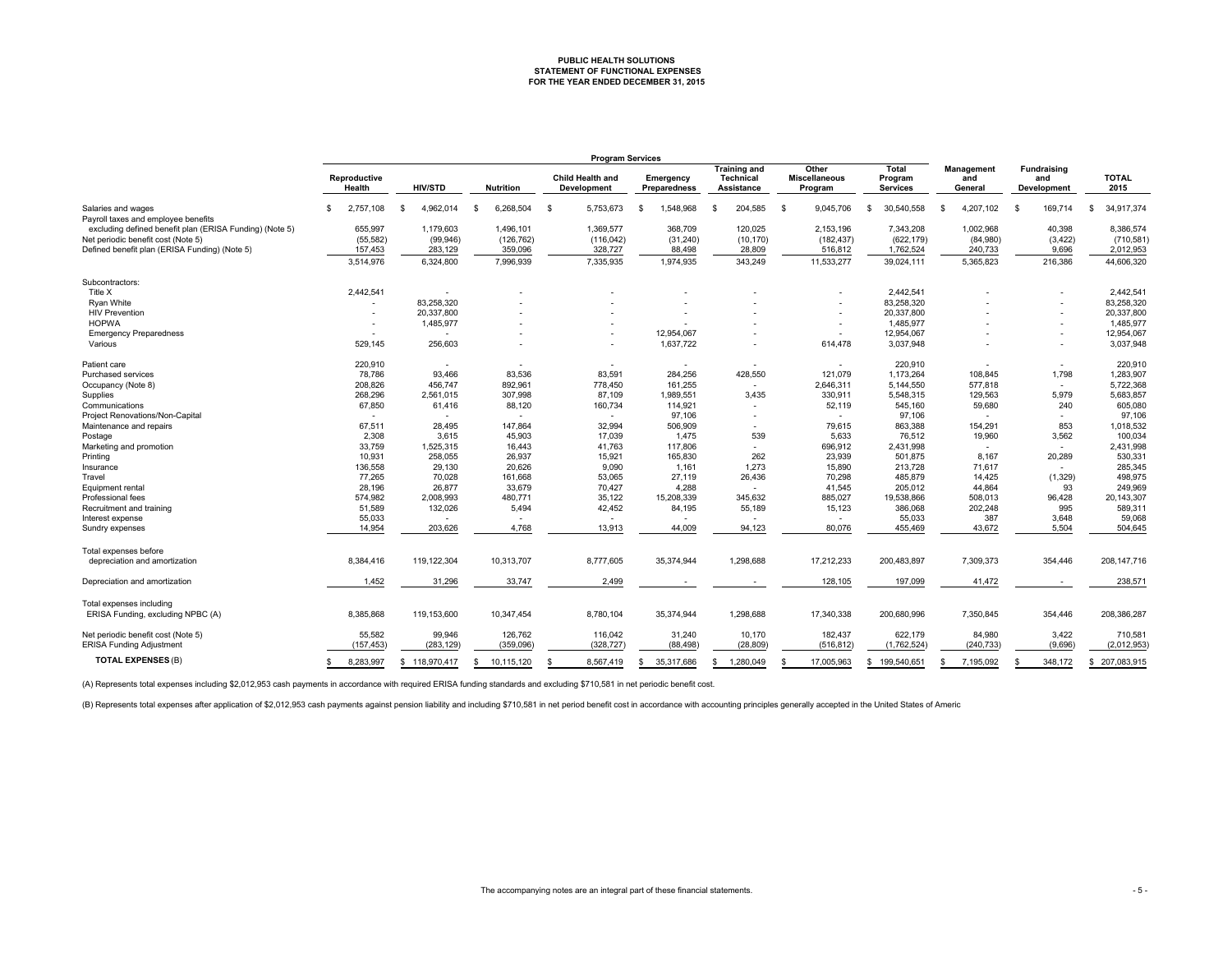# PUBLIC HEALTH SOLUTIONS
## STATEMENT OF FUNCTIONAL EXPENSES
### FOR THE YEAR ENDED DECEMBER 31, 2015

| | Program Services | | | | | | | | | | |
|---|---|---|---|---|---|---|---|---|---|---|---|
| | Reproductive Health | HIV/STD | Nutrition | Child Health and Development | Emergency Preparedness | Training and Technical Assistance | Other Miscellaneous Program | Total Program Services | Management and General | Fundraising and Development | TOTAL 2015 |
| Salaries and wages | $ 2,757,108 | $ 4,962,014 | $ 6,268,504 | $ 5,753,673 | $ 1,548,968 | $ 204,585 | $ 9,045,706 | $ 30,540,558 | $ 4,207,102 | $ 169,714 | $ 34,917,374 |
| Payroll taxes and employee benefits excluding defined benefit plan (ERISA Funding) (Note 5) | 655,997 | 1,179,603 | 1,496,101 | 1,369,577 | 368,709 | 120,025 | 2,153,196 | 7,343,208 | 1,002,968 | 40,398 | 8,386,574 |
| Net periodic benefit cost (Note 5) | (55,582) | (99,946) | (126,762) | (116,042) | (31,240) | (10,170) | (182,437) | (622,179) | (84,980) | (3,422) | (710,581) |
| Defined benefit plan (ERISA Funding) (Note 5) | 157,453 | 283,129 | 359,096 | 328,727 | 88,498 | 28,809 | 516,812 | 1,762,524 | 240,733 | 9,696 | 2,012,953 |
| | 3,514,976 | 6,324,800 | 7,996,939 | 7,335,935 | 1,974,935 | 343,249 | 11,533,277 | 39,024,111 | 5,365,823 | 216,386 | 44,606,320 |
| Subcontractors: | | | | | | | | | | | |
| Title X | 2,442,541 | - | - | - | - | - | - | 2,442,541 | - | - | 2,442,541 |
| Ryan White | - | 83,258,320 | - | - | - | - | - | 83,258,320 | - | - | 83,258,320 |
| HIV Prevention | - | 20,337,800 | - | - | - | - | - | 20,337,800 | - | - | 20,337,800 |
| HOPWA | - | 1,485,977 | - | - | - | - | - | 1,485,977 | - | - | 1,485,977 |
| Emergency Preparedness | - | - | - | - | 12,954,067 | - | - | 12,954,067 | - | - | 12,954,067 |
| Various | 529,145 | 256,603 | - | - | 1,637,722 | - | 614,478 | 3,037,948 | - | - | 3,037,948 |
| Patient care | 220,910 | - | - | - | - | - | - | 220,910 | - | - | 220,910 |
| Purchased services | 78,786 | 93,466 | 83,536 | 83,591 | 284,256 | 428,550 | 121,079 | 1,173,264 | 108,845 | 1,798 | 1,283,907 |
| Occupancy (Note 8) | 208,826 | 456,747 | 892,961 | 778,450 | 161,255 | - | 2,646,311 | 5,144,550 | 577,818 | - | 5,722,368 |
| Supplies | 268,296 | 2,561,015 | 307,998 | 87,109 | 1,989,551 | 3,435 | 330,911 | 5,548,315 | 129,563 | 5,979 | 5,683,857 |
| Communications | 67,850 | 61,416 | 88,120 | 160,734 | 114,921 | - | 52,119 | 545,160 | 59,680 | 240 | 605,080 |
| Project Renovations/Non-Capital | - | - | - | - | 97,106 | - | - | 97,106 | - | - | 97,106 |
| Maintenance and repairs | 67,511 | 28,495 | 147,864 | 32,994 | 506,909 | - | 79,615 | 863,388 | 154,291 | 853 | 1,018,532 |
| Postage | 2,308 | 3,615 | 45,903 | 17,039 | 1,475 | 539 | 5,633 | 76,512 | 19,960 | 3,562 | 100,034 |
| Marketing and promotion | 33,759 | 1,525,315 | 16,443 | 41,763 | 117,806 | - | 696,912 | 2,431,998 | - | - | 2,431,998 |
| Printing | 10,931 | 258,055 | 26,937 | 15,921 | 165,830 | 262 | 23,939 | 501,875 | 8,167 | 20,289 | 530,331 |
| Insurance | 136,558 | 29,130 | 20,626 | 9,090 | 1,161 | 1,273 | 15,890 | 213,728 | 71,617 | - | 285,345 |
| Travel | 77,265 | 70,028 | 161,668 | 53,065 | 27,119 | 26,436 | 70,298 | 485,879 | 14,425 | (1,329) | 498,975 |
| Equipment rental | 28,196 | 26,877 | 33,679 | 70,427 | 4,288 | - | 41,545 | 205,012 | 44,864 | 93 | 249,969 |
| Professional fees | 574,982 | 2,008,993 | 480,771 | 35,122 | 15,208,339 | 345,632 | 885,027 | 19,538,866 | 508,013 | 96,428 | 20,143,307 |
| Recruitment and training | 51,589 | 132,026 | 5,494 | 42,452 | 84,195 | 55,189 | 15,123 | 386,068 | 202,248 | 995 | 589,311 |
| Interest expense | 55,033 | - | - | - | - | - | - | 55,033 | 387 | 3,648 | 59,068 |
| Sundry expenses | 14,954 | 203,626 | 4,768 | 13,913 | 44,009 | 94,123 | 80,076 | 455,469 | 43,672 | 5,504 | 504,645 |
| Total expenses before depreciation and amortization | 8,384,416 | 119,122,304 | 10,313,707 | 8,777,605 | 35,374,944 | 1,298,688 | 17,212,233 | 200,483,897 | 7,309,373 | 354,446 | 208,147,716 |
| Depreciation and amortization | 1,452 | 31,296 | 33,747 | 2,499 | - | - | 128,105 | 197,099 | 41,472 | - | 238,571 |
| Total expenses including ERISA Funding, excluding NPBC (A) | 8,385,868 | 119,153,600 | 10,347,454 | 8,780,104 | 35,374,944 | 1,298,688 | 17,340,338 | 200,680,996 | 7,350,845 | 354,446 | 208,386,287 |
| Net periodic benefit cost (Note 5) | 55,582 | 99,946 | 126,762 | 116,042 | 31,240 | 10,170 | 182,437 | 622,179 | 84,980 | 3,422 | 710,581 |
| ERISA Funding Adjustment | (157,453) | (283,129) | (359,096) | (328,727) | (88,498) | (28,809) | (516,812) | (1,762,524) | (240,733) | (9,696) | (2,012,953) |
| **TOTAL EXPENSES** (B) | $ 8,283,997 | $ 118,970,417 | $ 10,115,120 | $ 8,567,419 | $ 35,317,686 | $ 1,280,049 | $ 17,005,963 | $ 199,540,651 | $ 7,195,092 | $ 348,172 | $ 207,083,915 |

(A) Represents total expenses including $2,012,953 cash payments in accordance with required ERISA funding standards and excluding $710,581 in net periodic benefit cost.

(B) Represents total expenses after application of $2,012,953 cash payments against pension liability and including $710,581 in net period benefit cost in accordance with accounting principles generally accepted in the United States of Americ

The accompanying notes are an integral part of these financial statements.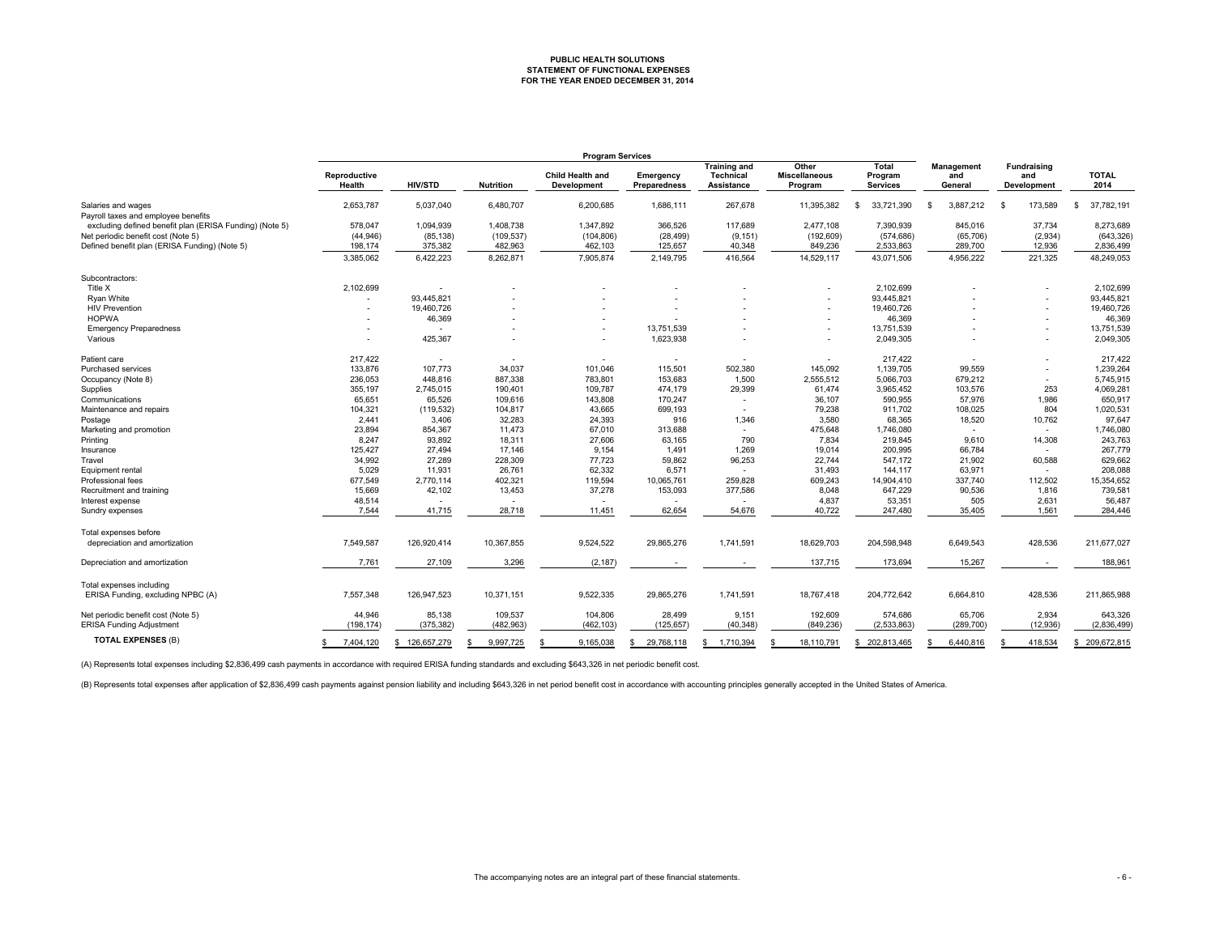**PUBLIC HEALTH SOLUTIONS**
**STATEMENT OF FUNCTIONAL EXPENSES**
**FOR THE YEAR ENDED DECEMBER 31, 2014**

| | Program Services | | | | | | | | | | |
|---|---|---|---|---|---|---|---|---|---|---|---|
| | Reproductive Health | HIV/STD | Nutrition | Child Health and Development | Emergency Preparedness | Training and Technical Assistance | Other Miscellaneous Program | Total Program Services | Management and General | Fundraising and Development | TOTAL 2014 |
| Salaries and wages | 2,653,787 | 5,037,040 | 6,480,707 | 6,200,685 | 1,686,111 | 267,678 | 11,395,382 | $ 33,721,390 | $ 3,887,212 | $ 173,589 | $ 37,782,191 |
| Payroll taxes and employee benefits excluding defined benefit plan (ERISA Funding) (Note 5) | 578,047 | 1,094,939 | 1,408,738 | 1,347,892 | 366,526 | 117,689 | 2,477,108 | 7,390,939 | 845,016 | 37,734 | 8,273,689 |
| Net periodic benefit cost (Note 5) | (44,946) | (85,138) | (109,537) | (104,806) | (28,499) | (9,151) | (192,609) | (574,686) | (65,706) | (2,934) | (643,326) |
| Defined benefit plan (ERISA Funding) (Note 5) | 198,174 | 375,382 | 482,963 | 462,103 | 125,657 | 40,348 | 849,236 | 2,533,863 | 289,700 | 12,936 | 2,836,499 |
| | 3,385,062 | 6,422,223 | 8,262,871 | 7,905,874 | 2,149,795 | 416,564 | 14,529,117 | 43,071,506 | 4,956,222 | 221,325 | 48,249,053 |
| Subcontractors: | | | | | | | | | | | |
| Title X | 2,102,699 | - | - | - | - | - | - | 2,102,699 | - | - | 2,102,699 |
| Ryan White | - | 93,445,821 | - | - | - | - | - | 93,445,821 | - | - | 93,445,821 |
| HIV Prevention | - | 19,460,726 | - | - | - | - | - | 19,460,726 | - | - | 19,460,726 |
| HOPWA | - | 46,369 | - | - | - | - | - | 46,369 | - | - | 46,369 |
| Emergency Preparedness | - | - | - | - | 13,751,539 | - | - | 13,751,539 | - | - | 13,751,539 |
| Various | - | 425,367 | - | - | 1,623,938 | - | - | 2,049,305 | - | - | 2,049,305 |
| Patient care | 217,422 | - | - | - | - | - | - | 217,422 | - | - | 217,422 |
| Purchased services | 133,876 | 107,773 | 34,037 | 101,046 | 115,501 | 502,380 | 145,092 | 1,139,705 | 99,559 | - | 1,239,264 |
| Occupancy (Note 8) | 236,053 | 448,816 | 887,338 | 783,801 | 153,683 | 1,500 | 2,555,512 | 5,066,703 | 679,212 | - | 5,745,915 |
| Supplies | 355,197 | 2,745,015 | 190,401 | 109,787 | 474,179 | 29,399 | 61,474 | 3,965,452 | 103,576 | 253 | 4,069,281 |
| Communications | 65,651 | 65,526 | 109,616 | 143,808 | 170,247 | - | 36,107 | 590,955 | 57,976 | 1,986 | 650,917 |
| Maintenance and repairs | 104,321 | (119,532) | 104,817 | 43,665 | 699,193 | - | 79,238 | 911,702 | 108,025 | 804 | 1,020,531 |
| Postage | 2,441 | 3,406 | 32,283 | 24,393 | 916 | 1,346 | 3,580 | 68,365 | 18,520 | 10,762 | 97,647 |
| Marketing and promotion | 23,894 | 854,367 | 11,473 | 67,010 | 313,688 | - | 475,648 | 1,746,080 | - | - | 1,746,080 |
| Printing | 8,247 | 93,892 | 18,311 | 27,606 | 63,165 | 790 | 7,834 | 219,845 | 9,610 | 14,308 | 243,763 |
| Insurance | 125,427 | 27,494 | 17,146 | 9,154 | 1,491 | 1,269 | 19,014 | 200,995 | 66,784 | - | 267,779 |
| Travel | 34,992 | 27,289 | 228,309 | 77,723 | 59,862 | 96,253 | 22,744 | 547,172 | 21,902 | 60,588 | 629,662 |
| Equipment rental | 5,029 | 11,931 | 26,761 | 62,332 | 6,571 | - | 31,493 | 144,117 | 63,971 | - | 208,088 |
| Professional fees | 677,549 | 2,770,114 | 402,321 | 119,594 | 10,065,761 | 259,828 | 609,243 | 14,904,410 | 337,740 | 112,502 | 15,354,652 |
| Recruitment and training | 15,669 | 42,102 | 13,453 | 37,278 | 153,093 | 377,586 | 8,048 | 647,229 | 90,536 | 1,816 | 739,581 |
| Interest expense | 48,514 | - | - | - | - | - | 4,837 | 53,351 | 505 | 2,631 | 56,487 |
| Sundry expenses | 7,544 | 41,715 | 28,718 | 11,451 | 62,654 | 54,676 | 40,722 | 247,480 | 35,405 | 1,561 | 284,446 |
| Total expenses before depreciation and amortization | 7,549,587 | 126,920,414 | 10,367,855 | 9,524,522 | 29,865,276 | 1,741,591 | 18,629,703 | 204,598,948 | 6,649,543 | 428,536 | 211,677,027 |
| Depreciation and amortization | 7,761 | 27,109 | 3,296 | (2,187) | - | - | 137,715 | 173,694 | 15,267 | - | 188,961 |
| Total expenses including ERISA Funding, excluding NPBC (A) | 7,557,348 | 126,947,523 | 10,371,151 | 9,522,335 | 29,865,276 | 1,741,591 | 18,767,418 | 204,772,642 | 6,664,810 | 428,536 | 211,865,988 |
| Net periodic benefit cost (Note 5) | 44,946 | 85,138 | 109,537 | 104,806 | 28,499 | 9,151 | 192,609 | 574,686 | 65,706 | 2,934 | 643,326 |
| ERISA Funding Adjustment | (198,174) | (375,382) | (482,963) | (462,103) | (125,657) | (40,348) | (849,236) | (2,533,863) | (289,700) | (12,936) | (2,836,499) |
| **TOTAL EXPENSES** (B) | $ 7,404,120 | $ 126,657,279 | $ 9,997,725 | $ 9,165,038 | $ 29,768,118 | $ 1,710,394 | $ 18,110,791 | $ 202,813,465 | $ 6,440,816 | $ 418,534 | $ 209,672,815 |

(A) Represents total expenses including $2,836,499 cash payments in accordance with required ERISA funding standards and excluding $643,326 in net periodic benefit cost.

(B) Represents total expenses after application of $2,836,499 cash payments against pension liability and including $643,326 in net period benefit cost in accordance with accounting principles generally accepted in the United States of America.

The accompanying notes are an integral part of these financial statements.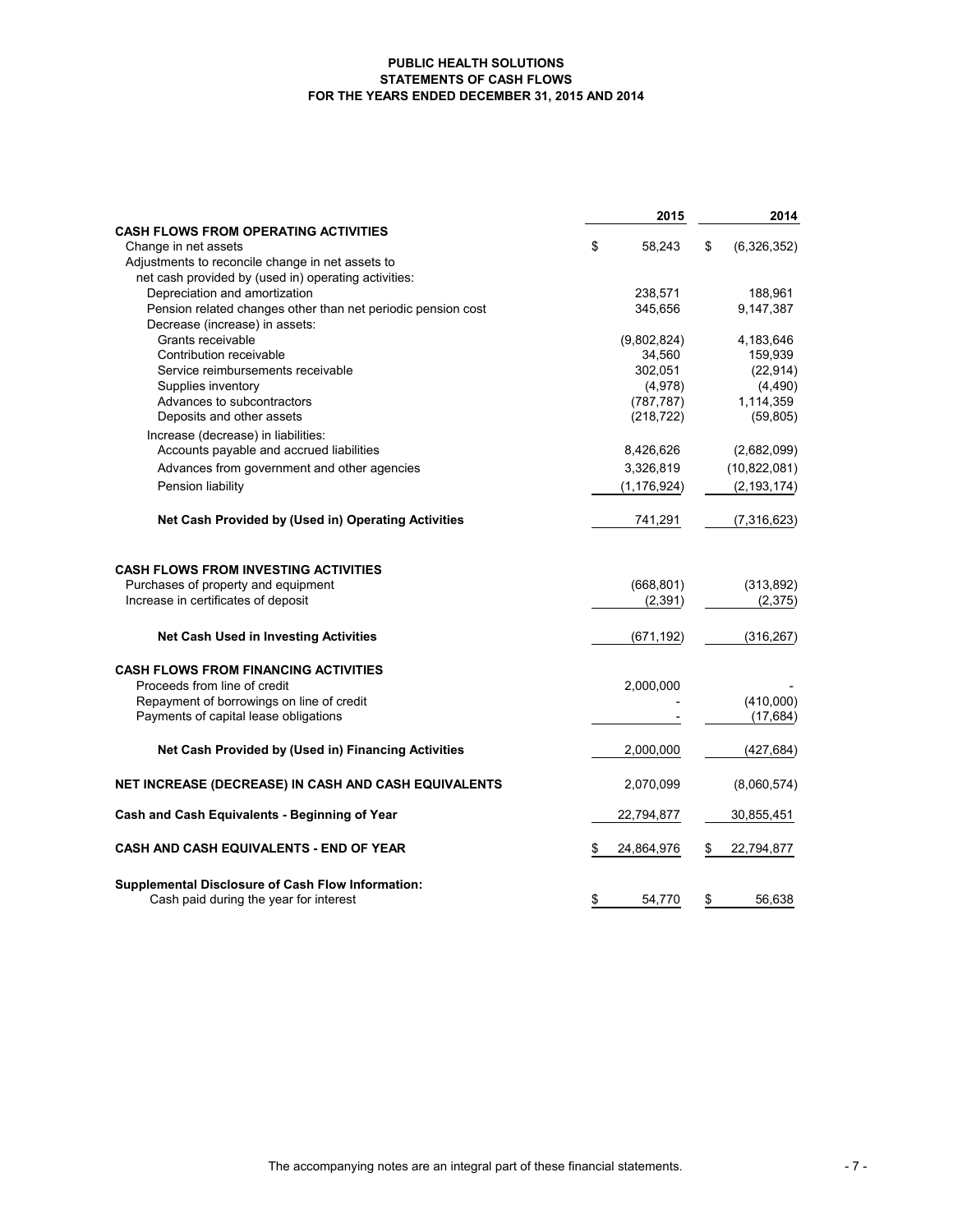# PUBLIC HEALTH SOLUTIONS
## STATEMENTS OF CASH FLOWS
### FOR THE YEARS ENDED DECEMBER 31, 2015 AND 2014

| | 2015 | 2014 |
|---|---|---|
| **CASH FLOWS FROM OPERATING ACTIVITIES** | | |
| Change in net assets | $ 58,243 | $ (6,326,352) |
| Adjustments to reconcile change in net assets to net cash provided by (used in) operating activities: | | |
| Depreciation and amortization | 238,571 | 188,961 |
| Pension related changes other than net periodic pension cost | 345,656 | 9,147,387 |
| Decrease (increase) in assets: | | |
| Grants receivable | (9,802,824) | 4,183,646 |
| Contribution receivable | 34,560 | 159,939 |
| Service reimbursements receivable | 302,051 | (22,914) |
| Supplies inventory | (4,978) | (4,490) |
| Advances to subcontractors | (787,787) | 1,114,359 |
| Deposits and other assets | (218,722) | (59,805) |
| Increase (decrease) in liabilities: | | |
| Accounts payable and accrued liabilities | 8,426,626 | (2,682,099) |
| Advances from government and other agencies | 3,326,819 | (10,822,081) |
| Pension liability | (1,176,924) | (2,193,174) |
| **Net Cash Provided by (Used in) Operating Activities** | 741,291 | (7,316,623) |
| **CASH FLOWS FROM INVESTING ACTIVITIES** | | |
| Purchases of property and equipment | (668,801) | (313,892) |
| Increase in certificates of deposit | (2,391) | (2,375) |
| **Net Cash Used in Investing Activities** | (671,192) | (316,267) |
| **CASH FLOWS FROM FINANCING ACTIVITIES** | | |
| Proceeds from line of credit | 2,000,000 | - |
| Repayment of borrowings on line of credit | - | (410,000) |
| Payments of capital lease obligations | - | (17,684) |
| **Net Cash Provided by (Used in) Financing Activities** | 2,000,000 | (427,684) |
| **NET INCREASE (DECREASE) IN CASH AND CASH EQUIVALENTS** | 2,070,099 | (8,060,574) |
| **Cash and Cash Equivalents - Beginning of Year** | 22,794,877 | 30,855,451 |
| **CASH AND CASH EQUIVALENTS - END OF YEAR** | $ 24,864,976 | $ 22,794,877 |
| **Supplemental Disclosure of Cash Flow Information:** | | |
| Cash paid during the year for interest | $ 54,770 | $ 56,638 |

The accompanying notes are an integral part of these financial statements.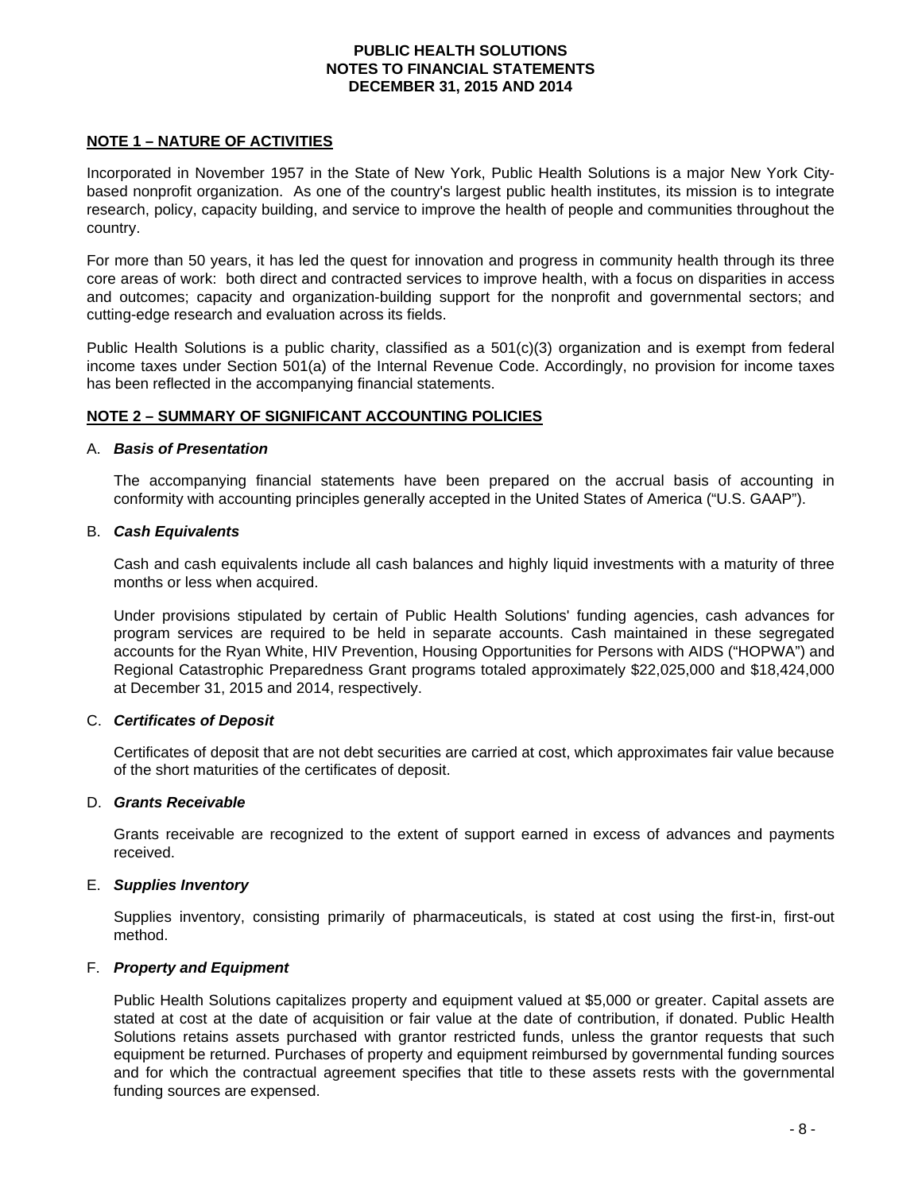# PUBLIC HEALTH SOLUTIONS
# NOTES TO FINANCIAL STATEMENTS
# DECEMBER 31, 2015 AND 2014

## NOTE 1 – NATURE OF ACTIVITIES

Incorporated in November 1957 in the State of New York, Public Health Solutions is a major New York City-based nonprofit organization. As one of the country's largest public health institutes, its mission is to integrate research, policy, capacity building, and service to improve the health of people and communities throughout the country.

For more than 50 years, it has led the quest for innovation and progress in community health through its three core areas of work: both direct and contracted services to improve health, with a focus on disparities in access and outcomes; capacity and organization-building support for the nonprofit and governmental sectors; and cutting-edge research and evaluation across its fields.

Public Health Solutions is a public charity, classified as a 501(c)(3) organization and is exempt from federal income taxes under Section 501(a) of the Internal Revenue Code. Accordingly, no provision for income taxes has been reflected in the accompanying financial statements.

## NOTE 2 – SUMMARY OF SIGNIFICANT ACCOUNTING POLICIES

### A. *Basis of Presentation*

The accompanying financial statements have been prepared on the accrual basis of accounting in conformity with accounting principles generally accepted in the United States of America ("U.S. GAAP").

### B. *Cash Equivalents*

Cash and cash equivalents include all cash balances and highly liquid investments with a maturity of three months or less when acquired.

Under provisions stipulated by certain of Public Health Solutions' funding agencies, cash advances for program services are required to be held in separate accounts. Cash maintained in these segregated accounts for the Ryan White, HIV Prevention, Housing Opportunities for Persons with AIDS ("HOPWA") and Regional Catastrophic Preparedness Grant programs totaled approximately $22,025,000 and $18,424,000 at December 31, 2015 and 2014, respectively.

### C. *Certificates of Deposit*

Certificates of deposit that are not debt securities are carried at cost, which approximates fair value because of the short maturities of the certificates of deposit.

### D. *Grants Receivable*

Grants receivable are recognized to the extent of support earned in excess of advances and payments received.

### E. *Supplies Inventory*

Supplies inventory, consisting primarily of pharmaceuticals, is stated at cost using the first-in, first-out method.

### F. *Property and Equipment*

Public Health Solutions capitalizes property and equipment valued at $5,000 or greater. Capital assets are stated at cost at the date of acquisition or fair value at the date of contribution, if donated. Public Health Solutions retains assets purchased with grantor restricted funds, unless the grantor requests that such equipment be returned. Purchases of property and equipment reimbursed by governmental funding sources and for which the contractual agreement specifies that title to these assets rests with the governmental funding sources are expensed.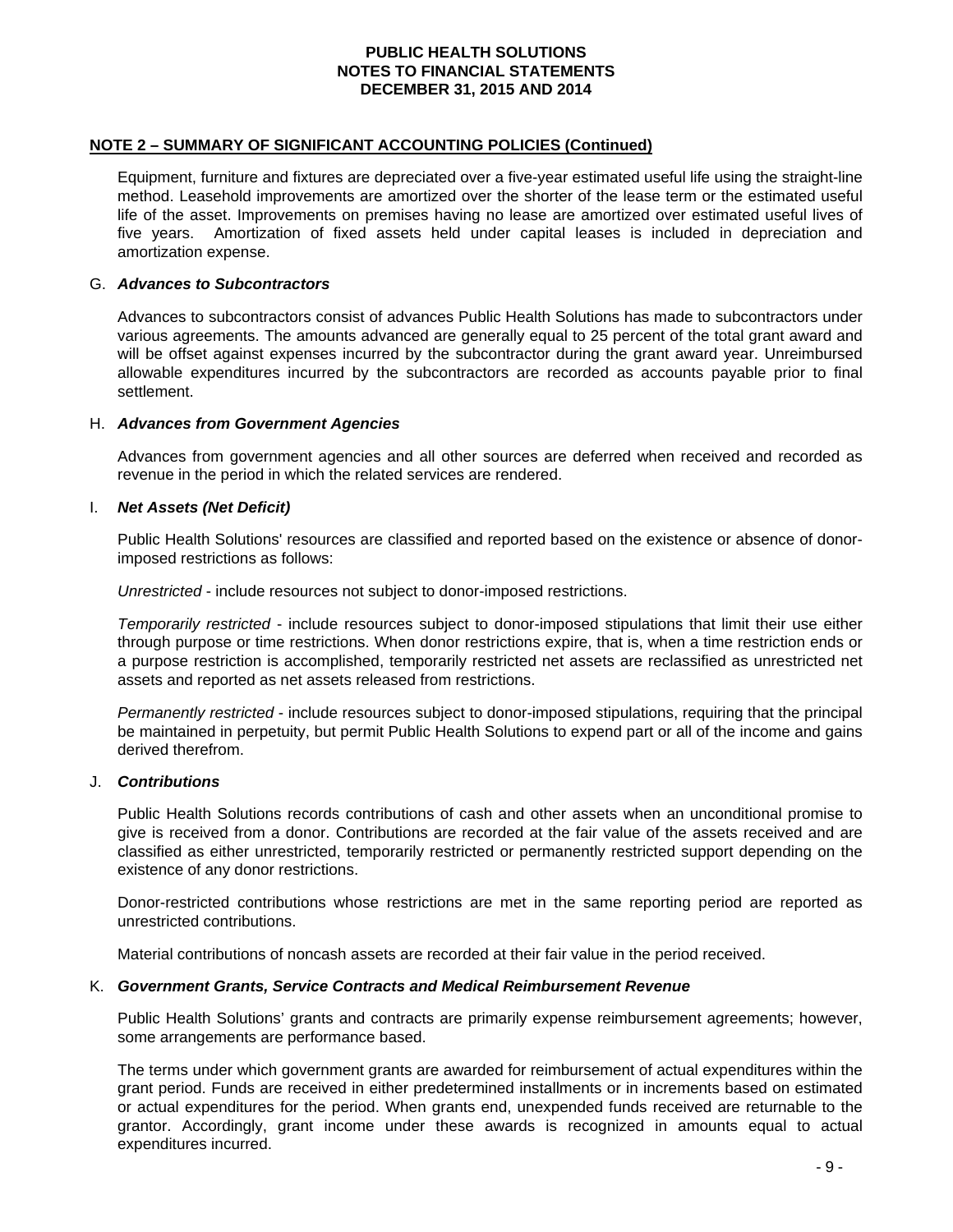## NOTE 2 – SUMMARY OF SIGNIFICANT ACCOUNTING POLICIES (Continued)

Equipment, furniture and fixtures are depreciated over a five-year estimated useful life using the straight-line method. Leasehold improvements are amortized over the shorter of the lease term or the estimated useful life of the asset. Improvements on premises having no lease are amortized over estimated useful lives of five years. Amortization of fixed assets held under capital leases is included in depreciation and amortization expense.

### G. *Advances to Subcontractors*

Advances to subcontractors consist of advances Public Health Solutions has made to subcontractors under various agreements. The amounts advanced are generally equal to 25 percent of the total grant award and will be offset against expenses incurred by the subcontractor during the grant award year. Unreimbursed allowable expenditures incurred by the subcontractors are recorded as accounts payable prior to final settlement.

### H. *Advances from Government Agencies*

Advances from government agencies and all other sources are deferred when received and recorded as revenue in the period in which the related services are rendered.

### I. *Net Assets (Net Deficit)*

Public Health Solutions' resources are classified and reported based on the existence or absence of donor-imposed restrictions as follows:

*Unrestricted* - include resources not subject to donor-imposed restrictions.

*Temporarily restricted* - include resources subject to donor-imposed stipulations that limit their use either through purpose or time restrictions. When donor restrictions expire, that is, when a time restriction ends or a purpose restriction is accomplished, temporarily restricted net assets are reclassified as unrestricted net assets and reported as net assets released from restrictions.

*Permanently restricted* - include resources subject to donor-imposed stipulations, requiring that the principal be maintained in perpetuity, but permit Public Health Solutions to expend part or all of the income and gains derived therefrom.

### J. *Contributions*

Public Health Solutions records contributions of cash and other assets when an unconditional promise to give is received from a donor. Contributions are recorded at the fair value of the assets received and are classified as either unrestricted, temporarily restricted or permanently restricted support depending on the existence of any donor restrictions.

Donor-restricted contributions whose restrictions are met in the same reporting period are reported as unrestricted contributions.

Material contributions of noncash assets are recorded at their fair value in the period received.

### K. *Government Grants, Service Contracts and Medical Reimbursement Revenue*

Public Health Solutions' grants and contracts are primarily expense reimbursement agreements; however, some arrangements are performance based.

The terms under which government grants are awarded for reimbursement of actual expenditures within the grant period. Funds are received in either predetermined installments or in increments based on estimated or actual expenditures for the period. When grants end, unexpended funds received are returnable to the grantor. Accordingly, grant income under these awards is recognized in amounts equal to actual expenditures incurred.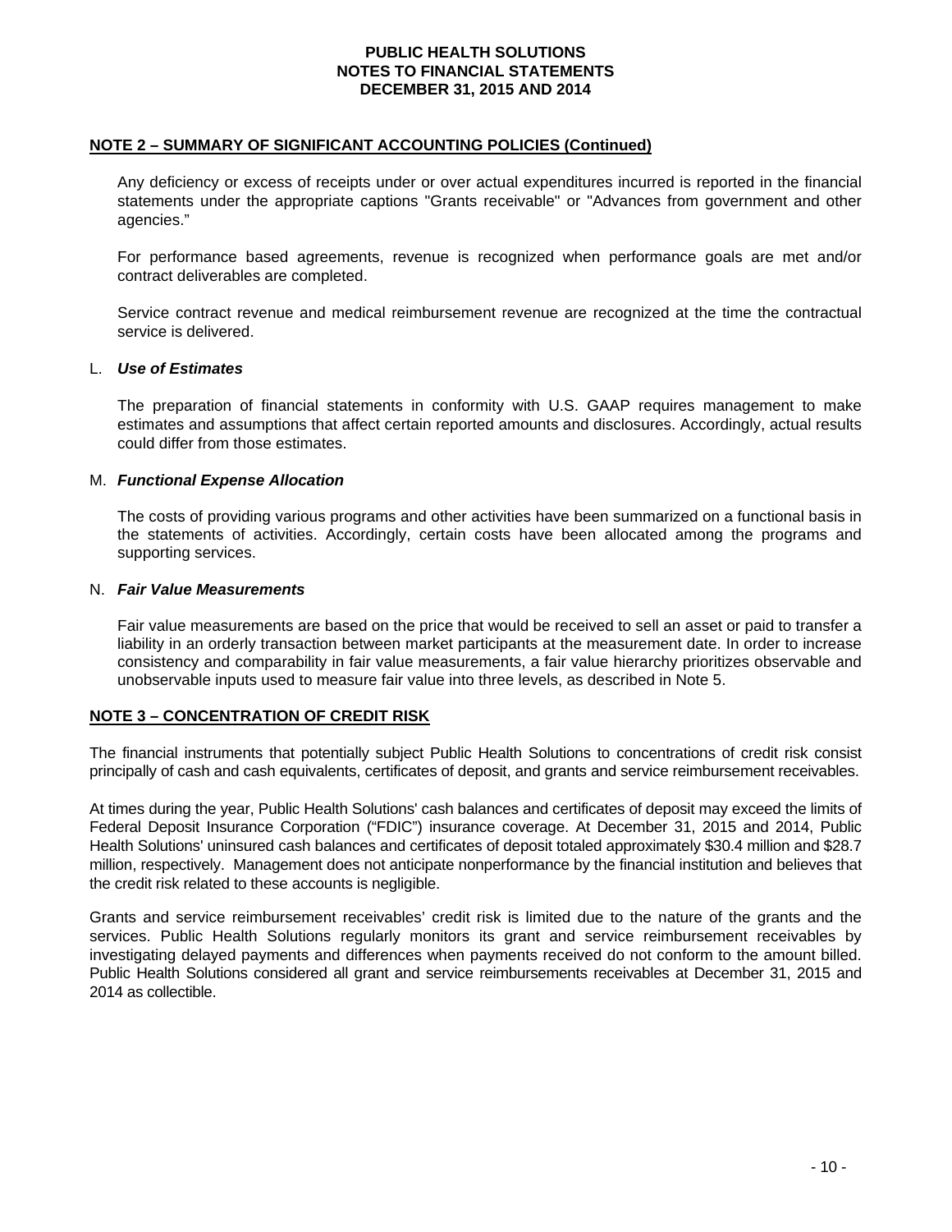## NOTE 2 – SUMMARY OF SIGNIFICANT ACCOUNTING POLICIES (Continued)

Any deficiency or excess of receipts under or over actual expenditures incurred is reported in the financial statements under the appropriate captions "Grants receivable" or "Advances from government and other agencies."

For performance based agreements, revenue is recognized when performance goals are met and/or contract deliverables are completed.

Service contract revenue and medical reimbursement revenue are recognized at the time the contractual service is delivered.

L. ***Use of Estimates***

The preparation of financial statements in conformity with U.S. GAAP requires management to make estimates and assumptions that affect certain reported amounts and disclosures. Accordingly, actual results could differ from those estimates.

M. ***Functional Expense Allocation***

The costs of providing various programs and other activities have been summarized on a functional basis in the statements of activities. Accordingly, certain costs have been allocated among the programs and supporting services.

N. ***Fair Value Measurements***

Fair value measurements are based on the price that would be received to sell an asset or paid to transfer a liability in an orderly transaction between market participants at the measurement date. In order to increase consistency and comparability in fair value measurements, a fair value hierarchy prioritizes observable and unobservable inputs used to measure fair value into three levels, as described in Note 5.

## NOTE 3 – CONCENTRATION OF CREDIT RISK

The financial instruments that potentially subject Public Health Solutions to concentrations of credit risk consist principally of cash and cash equivalents, certificates of deposit, and grants and service reimbursement receivables.

At times during the year, Public Health Solutions' cash balances and certificates of deposit may exceed the limits of Federal Deposit Insurance Corporation ("FDIC") insurance coverage. At December 31, 2015 and 2014, Public Health Solutions' uninsured cash balances and certificates of deposit totaled approximately $30.4 million and $28.7 million, respectively. Management does not anticipate nonperformance by the financial institution and believes that the credit risk related to these accounts is negligible.

Grants and service reimbursement receivables' credit risk is limited due to the nature of the grants and the services. Public Health Solutions regularly monitors its grant and service reimbursement receivables by investigating delayed payments and differences when payments received do not conform to the amount billed. Public Health Solutions considered all grant and service reimbursements receivables at December 31, 2015 and 2014 as collectible.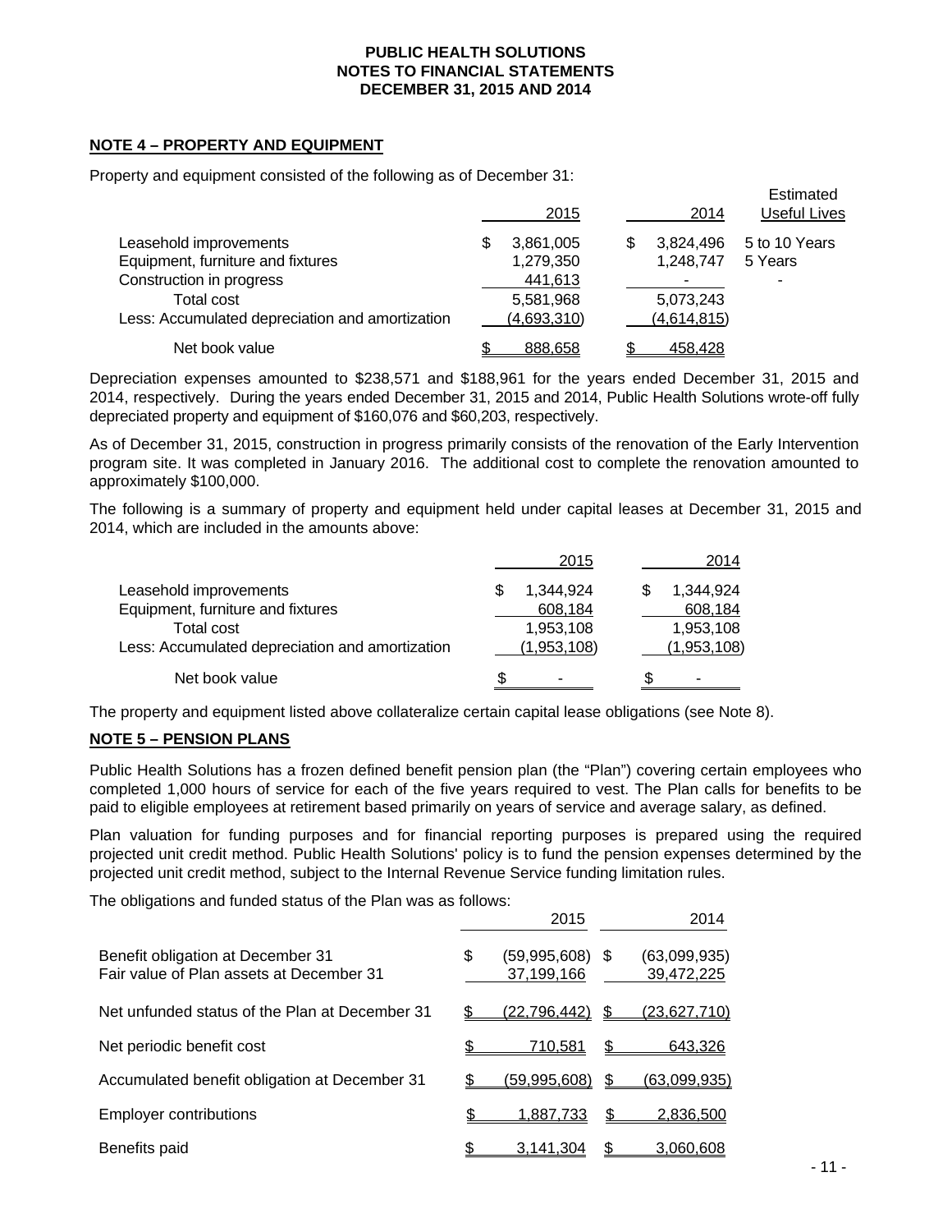PUBLIC HEALTH SOLUTIONS
NOTES TO FINANCIAL STATEMENTS
DECEMBER 31, 2015 AND 2014

## NOTE 4 – PROPERTY AND EQUIPMENT

Property and equipment consisted of the following as of December 31:

| | 2015 | 2014 | Estimated Useful Lives |
|---|---|---|---|
| Leasehold improvements | $ 3,861,005 | $ 3,824,496 | 5 to 10 Years |
| Equipment, furniture and fixtures | 1,279,350 | 1,248,747 | 5 Years |
| Construction in progress | 441,613 | - | - |
| Total cost | 5,581,968 | 5,073,243 | |
| Less: Accumulated depreciation and amortization | (4,693,310) | (4,614,815) | |
| Net book value | $ 888,658 | $ 458,428 | |

Depreciation expenses amounted to $238,571 and $188,961 for the years ended December 31, 2015 and 2014, respectively. During the years ended December 31, 2015 and 2014, Public Health Solutions wrote-off fully depreciated property and equipment of $160,076 and $60,203, respectively.

As of December 31, 2015, construction in progress primarily consists of the renovation of the Early Intervention program site. It was completed in January 2016. The additional cost to complete the renovation amounted to approximately $100,000.

The following is a summary of property and equipment held under capital leases at December 31, 2015 and 2014, which are included in the amounts above:

| | 2015 | 2014 |
|---|---|---|
| Leasehold improvements | $ 1,344,924 | $ 1,344,924 |
| Equipment, furniture and fixtures | 608,184 | 608,184 |
| Total cost | 1,953,108 | 1,953,108 |
| Less: Accumulated depreciation and amortization | (1,953,108) | (1,953,108) |
| Net book value | $ - | $ - |

The property and equipment listed above collateralize certain capital lease obligations (see Note 8).

## NOTE 5 – PENSION PLANS

Public Health Solutions has a frozen defined benefit pension plan (the "Plan") covering certain employees who completed 1,000 hours of service for each of the five years required to vest. The Plan calls for benefits to be paid to eligible employees at retirement based primarily on years of service and average salary, as defined.

Plan valuation for funding purposes and for financial reporting purposes is prepared using the required projected unit credit method. Public Health Solutions' policy is to fund the pension expenses determined by the projected unit credit method, subject to the Internal Revenue Service funding limitation rules.

The obligations and funded status of the Plan was as follows:

| | 2015 | 2014 |
|---|---|---|
| Benefit obligation at December 31 | $ (59,995,608) | $ (63,099,935) |
| Fair value of Plan assets at December 31 | 37,199,166 | 39,472,225 |
| Net unfunded status of the Plan at December 31 | $ (22,796,442) | $ (23,627,710) |
| Net periodic benefit cost | $ 710,581 | $ 643,326 |
| Accumulated benefit obligation at December 31 | $ (59,995,608) | $ (63,099,935) |
| Employer contributions | $ 1,887,733 | $ 2,836,500 |
| Benefits paid | $ 3,141,304 | $ 3,060,608 |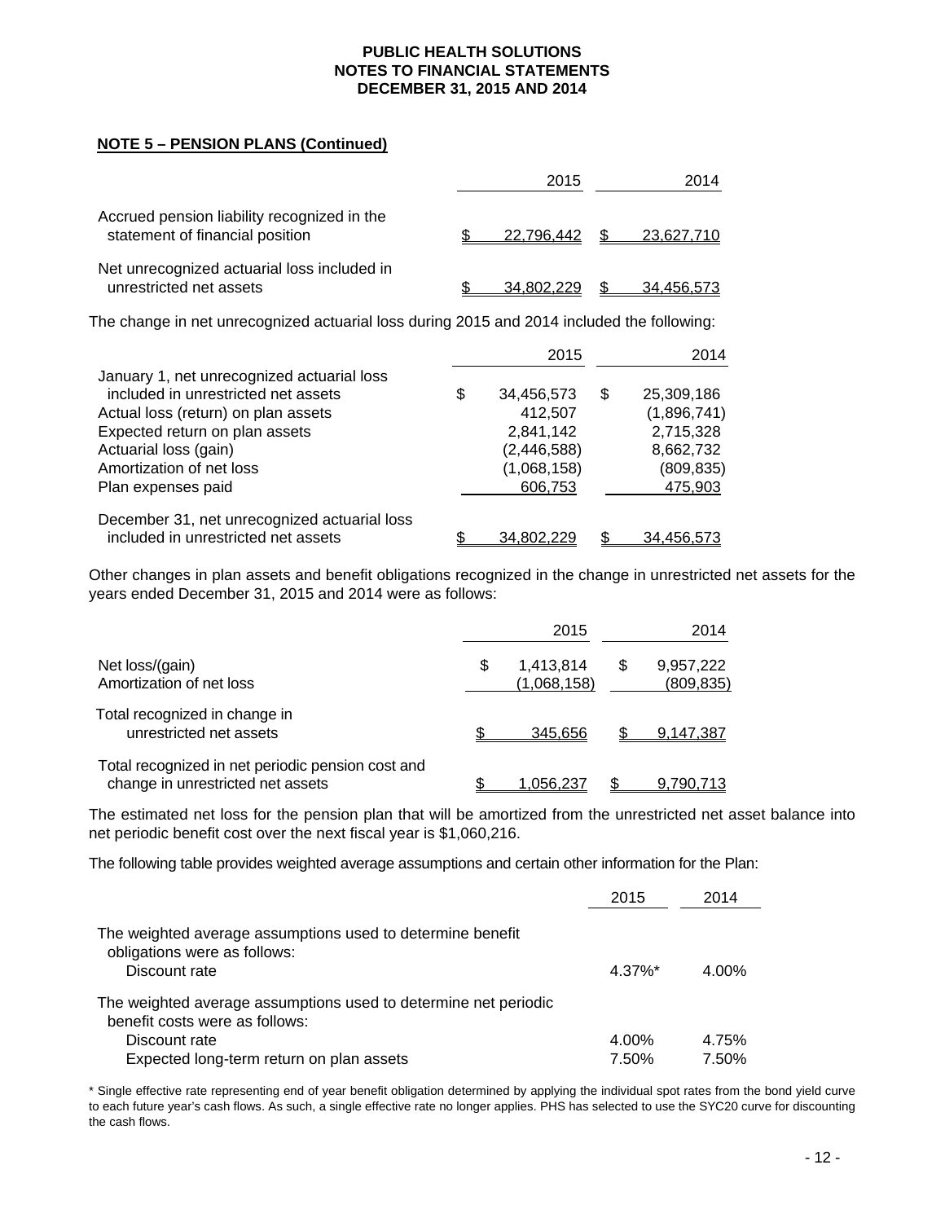**PUBLIC HEALTH SOLUTIONS**
**NOTES TO FINANCIAL STATEMENTS**
**DECEMBER 31, 2015 AND 2014**

**NOTE 5 – PENSION PLANS (Continued)**

| | 2015 | 2014 |
|---|---|---|
| Accrued pension liability recognized in the statement of financial position | $ 22,796,442 | $ 23,627,710 |
| Net unrecognized actuarial loss included in unrestricted net assets | $ 34,802,229 | $ 34,456,573 |

The change in net unrecognized actuarial loss during 2015 and 2014 included the following:

| | 2015 | 2014 |
|---|---|---|
| January 1, net unrecognized actuarial loss included in unrestricted net assets | $ 34,456,573 | $ 25,309,186 |
| Actual loss (return) on plan assets | 412,507 | (1,896,741) |
| Expected return on plan assets | 2,841,142 | 2,715,328 |
| Actuarial loss (gain) | (2,446,588) | 8,662,732 |
| Amortization of net loss | (1,068,158) | (809,835) |
| Plan expenses paid | 606,753 | 475,903 |
| December 31, net unrecognized actuarial loss included in unrestricted net assets | $ 34,802,229 | $ 34,456,573 |

Other changes in plan assets and benefit obligations recognized in the change in unrestricted net assets for the years ended December 31, 2015 and 2014 were as follows:

| | 2015 | 2014 |
|---|---|---|
| Net loss/(gain) | $ 1,413,814 | $ 9,957,222 |
| Amortization of net loss | (1,068,158) | (809,835) |
| Total recognized in change in unrestricted net assets | $ 345,656 | $ 9,147,387 |
| Total recognized in net periodic pension cost and change in unrestricted net assets | $ 1,056,237 | $ 9,790,713 |

The estimated net loss for the pension plan that will be amortized from the unrestricted net asset balance into net periodic benefit cost over the next fiscal year is $1,060,216.

The following table provides weighted average assumptions and certain other information for the Plan:

| | 2015 | 2014 |
|---|---|---|
| The weighted average assumptions used to determine benefit obligations were as follows: | | |
| Discount rate | 4.37%* | 4.00% |
| The weighted average assumptions used to determine net periodic benefit costs were as follows: | | |
| Discount rate | 4.00% | 4.75% |
| Expected long-term return on plan assets | 7.50% | 7.50% |

* Single effective rate representing end of year benefit obligation determined by applying the individual spot rates from the bond yield curve to each future year's cash flows. As such, a single effective rate no longer applies. PHS has selected to use the SYC20 curve for discounting the cash flows.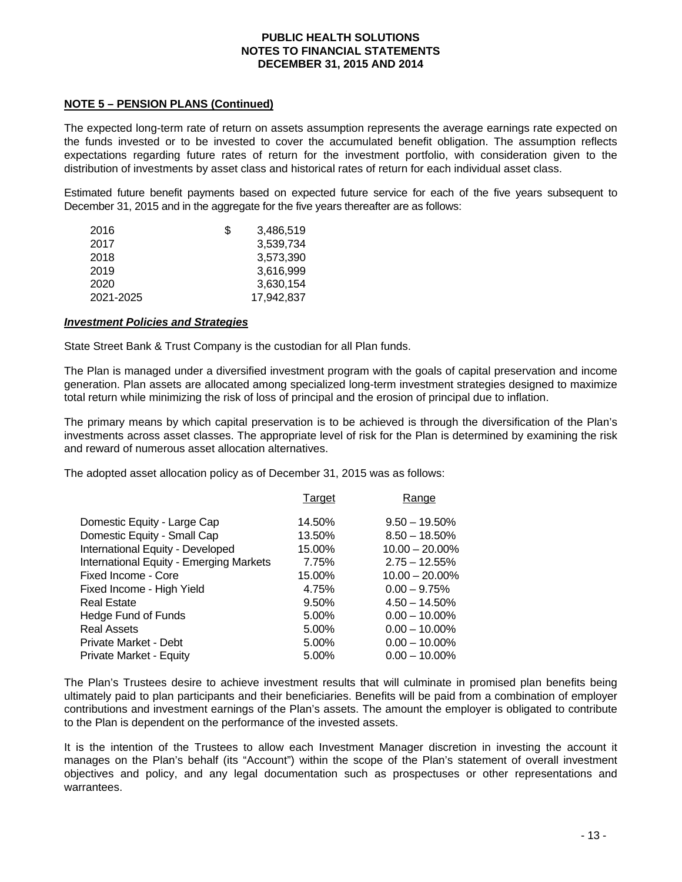**PUBLIC HEALTH SOLUTIONS**
**NOTES TO FINANCIAL STATEMENTS**
**DECEMBER 31, 2015 AND 2014**

**NOTE 5 – PENSION PLANS (Continued)**

The expected long-term rate of return on assets assumption represents the average earnings rate expected on the funds invested or to be invested to cover the accumulated benefit obligation. The assumption reflects expectations regarding future rates of return for the investment portfolio, with consideration given to the distribution of investments by asset class and historical rates of return for each individual asset class.

Estimated future benefit payments based on expected future service for each of the five years subsequent to December 31, 2015 and in the aggregate for the five years thereafter are as follows:

| | |
|---|---|
| 2016 | $ 3,486,519 |
| 2017 | 3,539,734 |
| 2018 | 3,573,390 |
| 2019 | 3,616,999 |
| 2020 | 3,630,154 |
| 2021-2025 | 17,942,837 |

***Investment Policies and Strategies***

State Street Bank & Trust Company is the custodian for all Plan funds.

The Plan is managed under a diversified investment program with the goals of capital preservation and income generation. Plan assets are allocated among specialized long-term investment strategies designed to maximize total return while minimizing the risk of loss of principal and the erosion of principal due to inflation.

The primary means by which capital preservation is to be achieved is through the diversification of the Plan's investments across asset classes. The appropriate level of risk for the Plan is determined by examining the risk and reward of numerous asset allocation alternatives.

The adopted asset allocation policy as of December 31, 2015 was as follows:

| | Target | Range |
|---|---|---|
| Domestic Equity - Large Cap | 14.50% | 9.50 – 19.50% |
| Domestic Equity - Small Cap | 13.50% | 8.50 – 18.50% |
| International Equity - Developed | 15.00% | 10.00 – 20.00% |
| International Equity - Emerging Markets | 7.75% | 2.75 – 12.55% |
| Fixed Income - Core | 15.00% | 10.00 – 20.00% |
| Fixed Income - High Yield | 4.75% | 0.00 – 9.75% |
| Real Estate | 9.50% | 4.50 – 14.50% |
| Hedge Fund of Funds | 5.00% | 0.00 – 10.00% |
| Real Assets | 5.00% | 0.00 – 10.00% |
| Private Market - Debt | 5.00% | 0.00 – 10.00% |
| Private Market - Equity | 5.00% | 0.00 – 10.00% |

The Plan's Trustees desire to achieve investment results that will culminate in promised plan benefits being ultimately paid to plan participants and their beneficiaries. Benefits will be paid from a combination of employer contributions and investment earnings of the Plan's assets. The amount the employer is obligated to contribute to the Plan is dependent on the performance of the invested assets.

It is the intention of the Trustees to allow each Investment Manager discretion in investing the account it manages on the Plan's behalf (its "Account") within the scope of the Plan's statement of overall investment objectives and policy, and any legal documentation such as prospectuses or other representations and warrantees.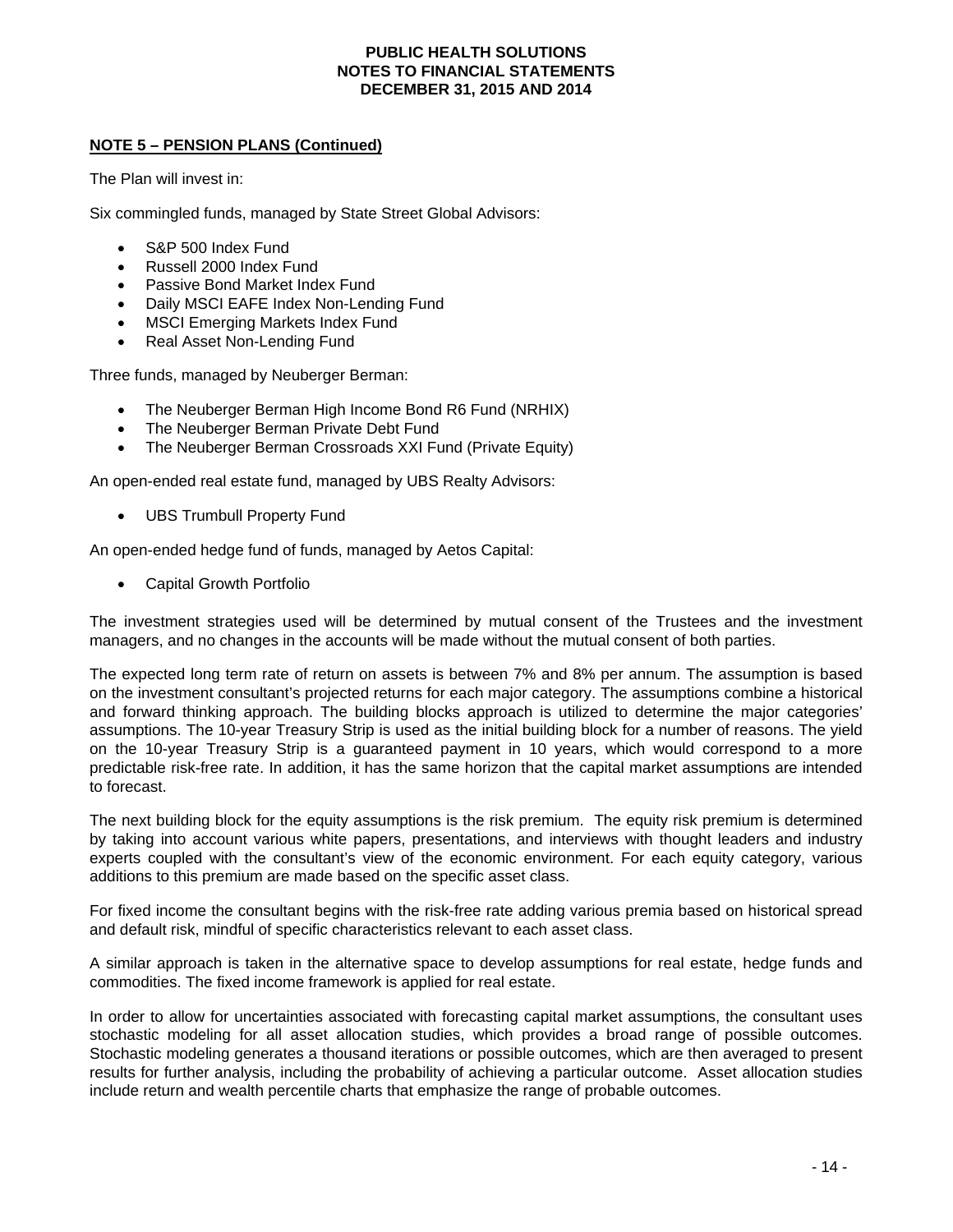**NOTE 5 – PENSION PLANS (Continued)**

The Plan will invest in:

Six commingled funds, managed by State Street Global Advisors:

- S&P 500 Index Fund
- Russell 2000 Index Fund
- Passive Bond Market Index Fund
- Daily MSCI EAFE Index Non-Lending Fund
- MSCI Emerging Markets Index Fund
- Real Asset Non-Lending Fund

Three funds, managed by Neuberger Berman:

- The Neuberger Berman High Income Bond R6 Fund (NRHIX)
- The Neuberger Berman Private Debt Fund
- The Neuberger Berman Crossroads XXI Fund (Private Equity)

An open-ended real estate fund, managed by UBS Realty Advisors:

- UBS Trumbull Property Fund

An open-ended hedge fund of funds, managed by Aetos Capital:

- Capital Growth Portfolio

The investment strategies used will be determined by mutual consent of the Trustees and the investment managers, and no changes in the accounts will be made without the mutual consent of both parties.

The expected long term rate of return on assets is between 7% and 8% per annum. The assumption is based on the investment consultant's projected returns for each major category. The assumptions combine a historical and forward thinking approach. The building blocks approach is utilized to determine the major categories' assumptions. The 10-year Treasury Strip is used as the initial building block for a number of reasons. The yield on the 10-year Treasury Strip is a guaranteed payment in 10 years, which would correspond to a more predictable risk-free rate. In addition, it has the same horizon that the capital market assumptions are intended to forecast.

The next building block for the equity assumptions is the risk premium. The equity risk premium is determined by taking into account various white papers, presentations, and interviews with thought leaders and industry experts coupled with the consultant's view of the economic environment. For each equity category, various additions to this premium are made based on the specific asset class.

For fixed income the consultant begins with the risk-free rate adding various premia based on historical spread and default risk, mindful of specific characteristics relevant to each asset class.

A similar approach is taken in the alternative space to develop assumptions for real estate, hedge funds and commodities. The fixed income framework is applied for real estate.

In order to allow for uncertainties associated with forecasting capital market assumptions, the consultant uses stochastic modeling for all asset allocation studies, which provides a broad range of possible outcomes. Stochastic modeling generates a thousand iterations or possible outcomes, which are then averaged to present results for further analysis, including the probability of achieving a particular outcome. Asset allocation studies include return and wealth percentile charts that emphasize the range of probable outcomes.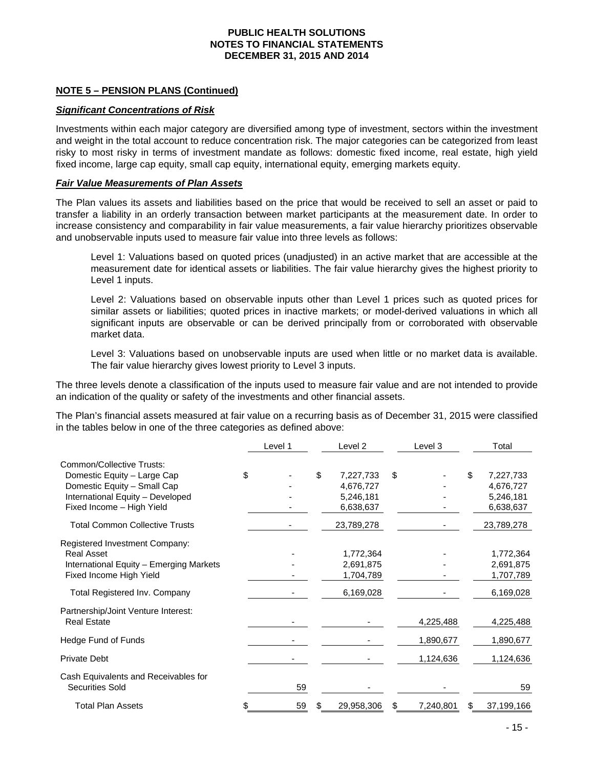**NOTE 5 – PENSION PLANS (Continued)**

***Significant Concentrations of Risk***

Investments within each major category are diversified among type of investment, sectors within the investment and weight in the total account to reduce concentration risk. The major categories can be categorized from least risky to most risky in terms of investment mandate as follows: domestic fixed income, real estate, high yield fixed income, large cap equity, small cap equity, international equity, emerging markets equity.

***Fair Value Measurements of Plan Assets***

The Plan values its assets and liabilities based on the price that would be received to sell an asset or paid to transfer a liability in an orderly transaction between market participants at the measurement date. In order to increase consistency and comparability in fair value measurements, a fair value hierarchy prioritizes observable and unobservable inputs used to measure fair value into three levels as follows:

Level 1: Valuations based on quoted prices (unadjusted) in an active market that are accessible at the measurement date for identical assets or liabilities. The fair value hierarchy gives the highest priority to Level 1 inputs.

Level 2: Valuations based on observable inputs other than Level 1 prices such as quoted prices for similar assets or liabilities; quoted prices in inactive markets; or model-derived valuations in which all significant inputs are observable or can be derived principally from or corroborated with observable market data.

Level 3: Valuations based on unobservable inputs are used when little or no market data is available. The fair value hierarchy gives lowest priority to Level 3 inputs.

The three levels denote a classification of the inputs used to measure fair value and are not intended to provide an indication of the quality or safety of the investments and other financial assets.

The Plan's financial assets measured at fair value on a recurring basis as of December 31, 2015 were classified in the tables below in one of the three categories as defined above:

| | Level 1 | Level 2 | Level 3 | Total |
|---|---|---|---|---|
| Common/Collective Trusts: | | | | |
| Domestic Equity – Large Cap | $ - | $ 7,227,733 | $ - | $ 7,227,733 |
| Domestic Equity – Small Cap | - | 4,676,727 | - | 4,676,727 |
| International Equity – Developed | - | 5,246,181 | - | 5,246,181 |
| Fixed Income – High Yield | - | 6,638,637 | - | 6,638,637 |
| Total Common Collective Trusts | - | 23,789,278 | - | 23,789,278 |
| Registered Investment Company: | | | | |
| Real Asset | - | 1,772,364 | - | 1,772,364 |
| International Equity – Emerging Markets | - | 2,691,875 | - | 2,691,875 |
| Fixed Income High Yield | - | 1,704,789 | - | 1,707,789 |
| Total Registered Inv. Company | - | 6,169,028 | - | 6,169,028 |
| Partnership/Joint Venture Interest: | | | | |
| Real Estate | - | - | 4,225,488 | 4,225,488 |
| Hedge Fund of Funds | - | - | 1,890,677 | 1,890,677 |
| Private Debt | - | - | 1,124,636 | 1,124,636 |
| Cash Equivalents and Receivables for Securities Sold | 59 | - | - | 59 |
| Total Plan Assets | $ 59 | $ 29,958,306 | $ 7,240,801 | $ 37,199,166 |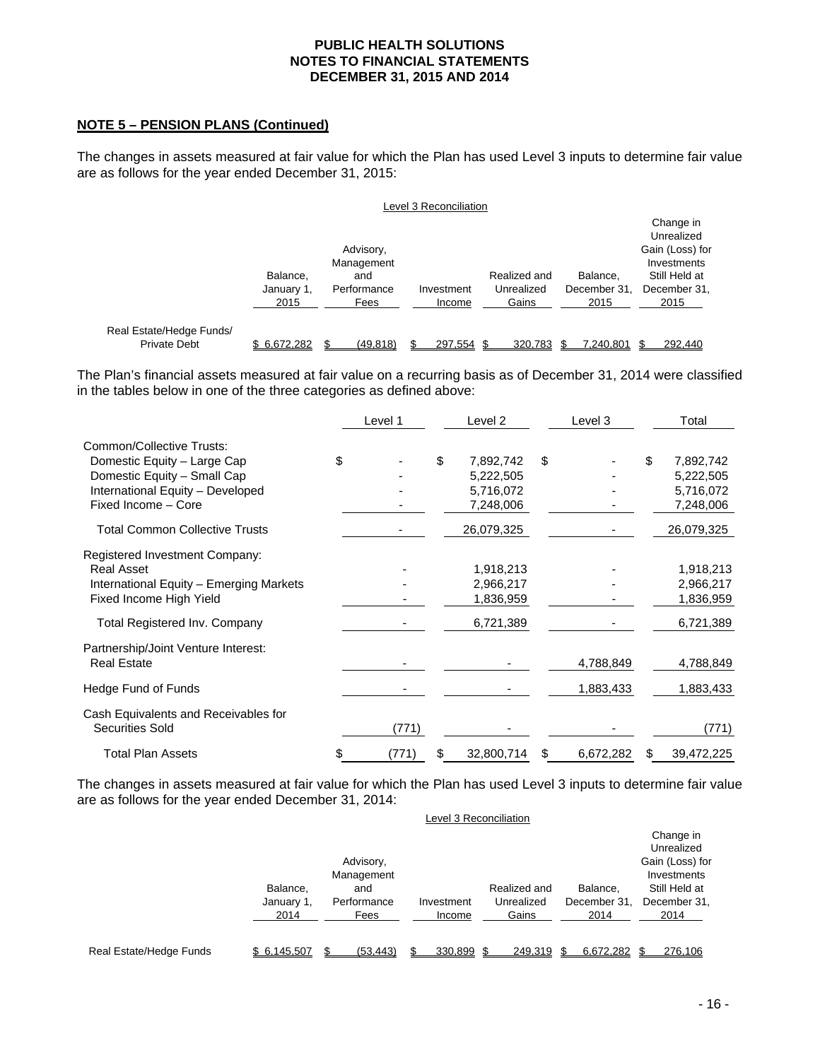**PUBLIC HEALTH SOLUTIONS**
**NOTES TO FINANCIAL STATEMENTS**
**DECEMBER 31, 2015 AND 2014**

## NOTE 5 – PENSION PLANS (Continued)

The changes in assets measured at fair value for which the Plan has used Level 3 inputs to determine fair value are as follows for the year ended December 31, 2015:

Level 3 Reconciliation

| | Balance, January 1, 2015 | Advisory, Management and Performance Fees | Investment Income | Realized and Unrealized Gains | Balance, December 31, 2015 | Change in Unrealized Gain (Loss) for Investments Still Held at December 31, 2015 |
|---|---|---|---|---|---|---|
| Real Estate/Hedge Funds/ Private Debt | $ 6,672,282 | $ (49,818) | $ 297,554 | $ 320,783 | $ 7,240,801 | $ 292,440 |

The Plan's financial assets measured at fair value on a recurring basis as of December 31, 2014 were classified in the tables below in one of the three categories as defined above:

| | Level 1 | Level 2 | Level 3 | Total |
|---|---|---|---|---|
| Common/Collective Trusts: | | | | |
| Domestic Equity – Large Cap | $ - | $ 7,892,742 | $ - | $ 7,892,742 |
| Domestic Equity – Small Cap | - | 5,222,505 | - | 5,222,505 |
| International Equity – Developed | - | 5,716,072 | - | 5,716,072 |
| Fixed Income – Core | - | 7,248,006 | - | 7,248,006 |
| Total Common Collective Trusts | - | 26,079,325 | - | 26,079,325 |
| Registered Investment Company: | | | | |
| Real Asset | - | 1,918,213 | - | 1,918,213 |
| International Equity – Emerging Markets | - | 2,966,217 | - | 2,966,217 |
| Fixed Income High Yield | - | 1,836,959 | - | 1,836,959 |
| Total Registered Inv. Company | - | 6,721,389 | - | 6,721,389 |
| Partnership/Joint Venture Interest: | | | | |
| Real Estate | - | - | 4,788,849 | 4,788,849 |
| Hedge Fund of Funds | - | - | 1,883,433 | 1,883,433 |
| Cash Equivalents and Receivables for Securities Sold | (771) | - | - | (771) |
| Total Plan Assets | $ (771) | $ 32,800,714 | $ 6,672,282 | $ 39,472,225 |

The changes in assets measured at fair value for which the Plan has used Level 3 inputs to determine fair value are as follows for the year ended December 31, 2014:

Level 3 Reconciliation

| | Balance, January 1, 2014 | Advisory, Management and Performance Fees | Investment Income | Realized and Unrealized Gains | Balance, December 31, 2014 | Change in Unrealized Gain (Loss) for Investments Still Held at December 31, 2014 |
|---|---|---|---|---|---|---|
| Real Estate/Hedge Funds | $ 6,145,507 | $ (53,443) | $ 330,899 | $ 249,319 | $ 6,672,282 | $ 276,106 |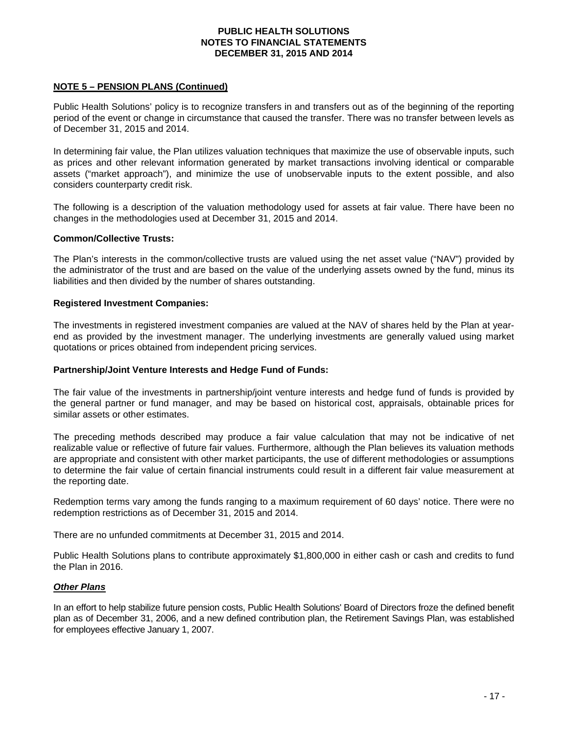**NOTE 5 – PENSION PLANS (Continued)**

Public Health Solutions' policy is to recognize transfers in and transfers out as of the beginning of the reporting period of the event or change in circumstance that caused the transfer. There was no transfer between levels as of December 31, 2015 and 2014.

In determining fair value, the Plan utilizes valuation techniques that maximize the use of observable inputs, such as prices and other relevant information generated by market transactions involving identical or comparable assets ("market approach"), and minimize the use of unobservable inputs to the extent possible, and also considers counterparty credit risk.

The following is a description of the valuation methodology used for assets at fair value. There have been no changes in the methodologies used at December 31, 2015 and 2014.

**Common/Collective Trusts:**

The Plan's interests in the common/collective trusts are valued using the net asset value ("NAV") provided by the administrator of the trust and are based on the value of the underlying assets owned by the fund, minus its liabilities and then divided by the number of shares outstanding.

**Registered Investment Companies:**

The investments in registered investment companies are valued at the NAV of shares held by the Plan at year-end as provided by the investment manager. The underlying investments are generally valued using market quotations or prices obtained from independent pricing services.

**Partnership/Joint Venture Interests and Hedge Fund of Funds:**

The fair value of the investments in partnership/joint venture interests and hedge fund of funds is provided by the general partner or fund manager, and may be based on historical cost, appraisals, obtainable prices for similar assets or other estimates.

The preceding methods described may produce a fair value calculation that may not be indicative of net realizable value or reflective of future fair values. Furthermore, although the Plan believes its valuation methods are appropriate and consistent with other market participants, the use of different methodologies or assumptions to determine the fair value of certain financial instruments could result in a different fair value measurement at the reporting date.

Redemption terms vary among the funds ranging to a maximum requirement of 60 days' notice. There were no redemption restrictions as of December 31, 2015 and 2014.

There are no unfunded commitments at December 31, 2015 and 2014.

Public Health Solutions plans to contribute approximately $1,800,000 in either cash or cash and credits to fund the Plan in 2016.

***Other Plans***

In an effort to help stabilize future pension costs, Public Health Solutions' Board of Directors froze the defined benefit plan as of December 31, 2006, and a new defined contribution plan, the Retirement Savings Plan, was established for employees effective January 1, 2007.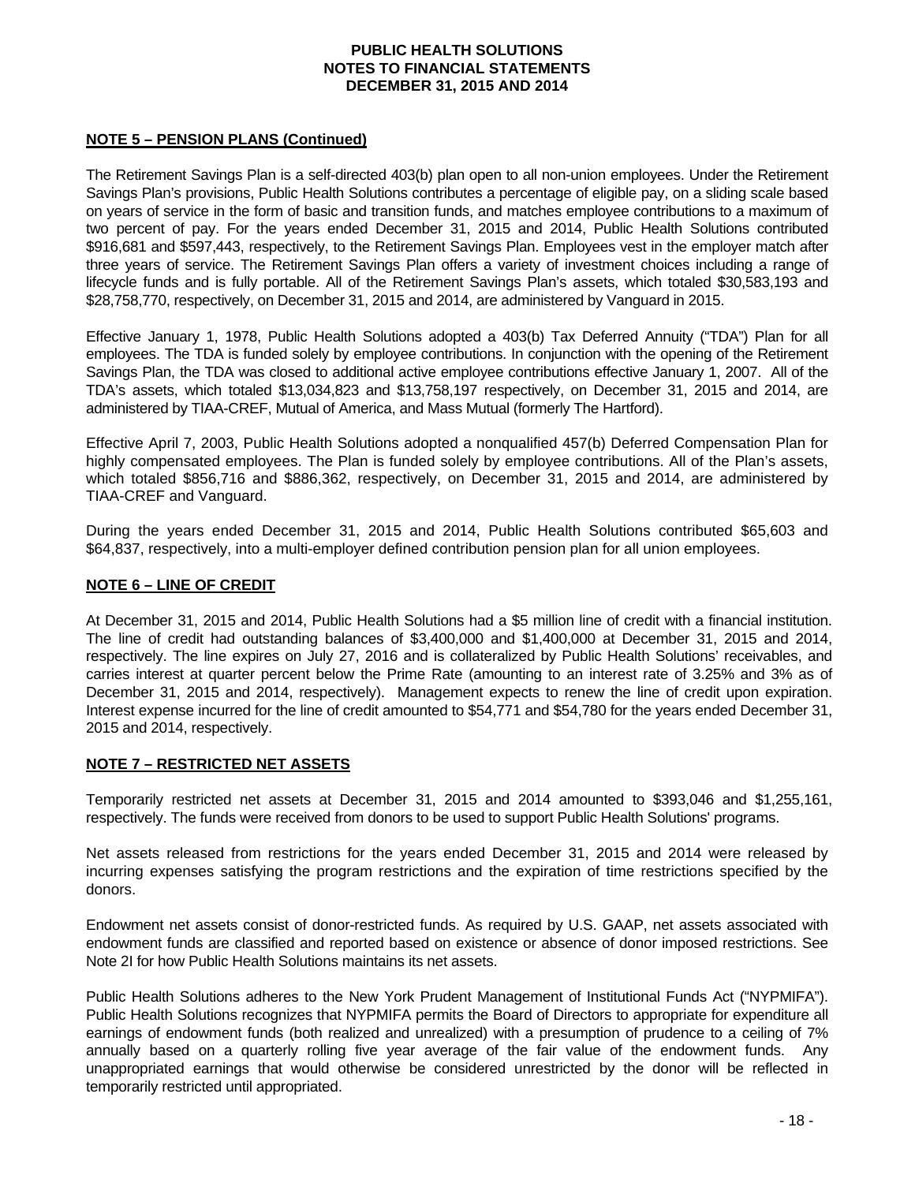**NOTE 5 – PENSION PLANS (Continued)**

The Retirement Savings Plan is a self-directed 403(b) plan open to all non-union employees. Under the Retirement Savings Plan's provisions, Public Health Solutions contributes a percentage of eligible pay, on a sliding scale based on years of service in the form of basic and transition funds, and matches employee contributions to a maximum of two percent of pay. For the years ended December 31, 2015 and 2014, Public Health Solutions contributed $916,681 and $597,443, respectively, to the Retirement Savings Plan. Employees vest in the employer match after three years of service. The Retirement Savings Plan offers a variety of investment choices including a range of lifecycle funds and is fully portable. All of the Retirement Savings Plan's assets, which totaled $30,583,193 and $28,758,770, respectively, on December 31, 2015 and 2014, are administered by Vanguard in 2015.

Effective January 1, 1978, Public Health Solutions adopted a 403(b) Tax Deferred Annuity ("TDA") Plan for all employees. The TDA is funded solely by employee contributions. In conjunction with the opening of the Retirement Savings Plan, the TDA was closed to additional active employee contributions effective January 1, 2007. All of the TDA's assets, which totaled $13,034,823 and $13,758,197 respectively, on December 31, 2015 and 2014, are administered by TIAA-CREF, Mutual of America, and Mass Mutual (formerly The Hartford).

Effective April 7, 2003, Public Health Solutions adopted a nonqualified 457(b) Deferred Compensation Plan for highly compensated employees. The Plan is funded solely by employee contributions. All of the Plan's assets, which totaled $856,716 and $886,362, respectively, on December 31, 2015 and 2014, are administered by TIAA-CREF and Vanguard.

During the years ended December 31, 2015 and 2014, Public Health Solutions contributed $65,603 and $64,837, respectively, into a multi-employer defined contribution pension plan for all union employees.

**NOTE 6 – LINE OF CREDIT**

At December 31, 2015 and 2014, Public Health Solutions had a $5 million line of credit with a financial institution. The line of credit had outstanding balances of $3,400,000 and $1,400,000 at December 31, 2015 and 2014, respectively. The line expires on July 27, 2016 and is collateralized by Public Health Solutions' receivables, and carries interest at quarter percent below the Prime Rate (amounting to an interest rate of 3.25% and 3% as of December 31, 2015 and 2014, respectively). Management expects to renew the line of credit upon expiration. Interest expense incurred for the line of credit amounted to $54,771 and $54,780 for the years ended December 31, 2015 and 2014, respectively.

**NOTE 7 – RESTRICTED NET ASSETS**

Temporarily restricted net assets at December 31, 2015 and 2014 amounted to $393,046 and $1,255,161, respectively. The funds were received from donors to be used to support Public Health Solutions' programs.

Net assets released from restrictions for the years ended December 31, 2015 and 2014 were released by incurring expenses satisfying the program restrictions and the expiration of time restrictions specified by the donors.

Endowment net assets consist of donor-restricted funds. As required by U.S. GAAP, net assets associated with endowment funds are classified and reported based on existence or absence of donor imposed restrictions. See Note 2I for how Public Health Solutions maintains its net assets.

Public Health Solutions adheres to the New York Prudent Management of Institutional Funds Act ("NYPMIFA"). Public Health Solutions recognizes that NYPMIFA permits the Board of Directors to appropriate for expenditure all earnings of endowment funds (both realized and unrealized) with a presumption of prudence to a ceiling of 7% annually based on a quarterly rolling five year average of the fair value of the endowment funds. Any unappropriated earnings that would otherwise be considered unrestricted by the donor will be reflected in temporarily restricted until appropriated.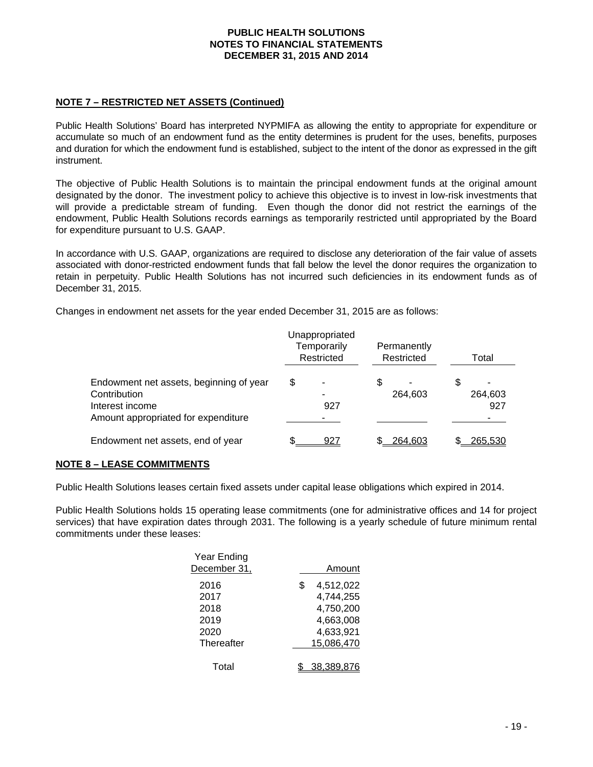## NOTE 7 – RESTRICTED NET ASSETS (Continued)

Public Health Solutions' Board has interpreted NYPMIFA as allowing the entity to appropriate for expenditure or accumulate so much of an endowment fund as the entity determines is prudent for the uses, benefits, purposes and duration for which the endowment fund is established, subject to the intent of the donor as expressed in the gift instrument.

The objective of Public Health Solutions is to maintain the principal endowment funds at the original amount designated by the donor. The investment policy to achieve this objective is to invest in low-risk investments that will provide a predictable stream of funding. Even though the donor did not restrict the earnings of the endowment, Public Health Solutions records earnings as temporarily restricted until appropriated by the Board for expenditure pursuant to U.S. GAAP.

In accordance with U.S. GAAP, organizations are required to disclose any deterioration of the fair value of assets associated with donor-restricted endowment funds that fall below the level the donor requires the organization to retain in perpetuity. Public Health Solutions has not incurred such deficiencies in its endowment funds as of December 31, 2015.

Changes in endowment net assets for the year ended December 31, 2015 are as follows:

| | Unappropriated Temporarily Restricted | Permanently Restricted | Total |
|---|---|---|---|
| Endowment net assets, beginning of year | $ - | $ - | $ - |
| Contribution | - | 264,603 | 264,603 |
| Interest income | 927 | | 927 |
| Amount appropriated for expenditure | - | | - |
| Endowment net assets, end of year | $ 927 | $ 264,603 | $ 265,530 |

## NOTE 8 – LEASE COMMITMENTS

Public Health Solutions leases certain fixed assets under capital lease obligations which expired in 2014.

Public Health Solutions holds 15 operating lease commitments (one for administrative offices and 14 for project services) that have expiration dates through 2031. The following is a yearly schedule of future minimum rental commitments under these leases:

| Year Ending December 31, | Amount |
|---|---|
| 2016 | $ 4,512,022 |
| 2017 | 4,744,255 |
| 2018 | 4,750,200 |
| 2019 | 4,663,008 |
| 2020 | 4,633,921 |
| Thereafter | 15,086,470 |
| Total | $ 38,389,876 |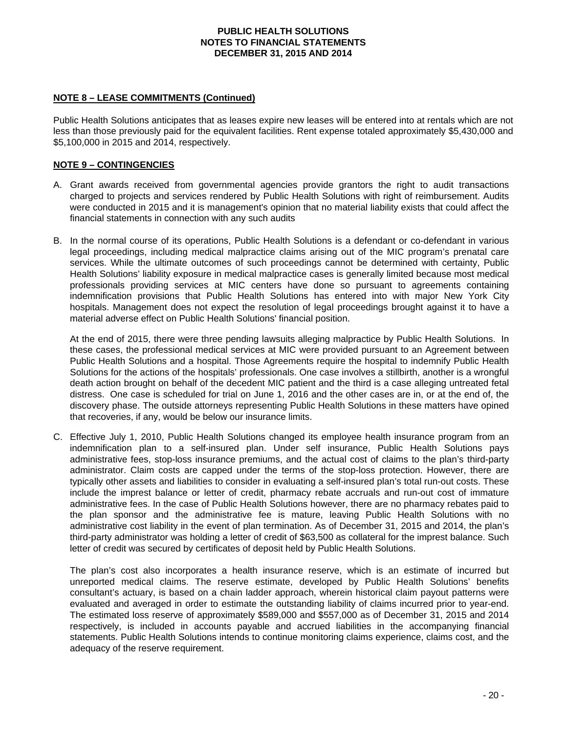**NOTE 8 – LEASE COMMITMENTS (Continued)**

Public Health Solutions anticipates that as leases expire new leases will be entered into at rentals which are not less than those previously paid for the equivalent facilities. Rent expense totaled approximately $5,430,000 and $5,100,000 in 2015 and 2014, respectively.

**NOTE 9 – CONTINGENCIES**

A. Grant awards received from governmental agencies provide grantors the right to audit transactions charged to projects and services rendered by Public Health Solutions with right of reimbursement. Audits were conducted in 2015 and it is management's opinion that no material liability exists that could affect the financial statements in connection with any such audits

B. In the normal course of its operations, Public Health Solutions is a defendant or co-defendant in various legal proceedings, including medical malpractice claims arising out of the MIC program's prenatal care services. While the ultimate outcomes of such proceedings cannot be determined with certainty, Public Health Solutions' liability exposure in medical malpractice cases is generally limited because most medical professionals providing services at MIC centers have done so pursuant to agreements containing indemnification provisions that Public Health Solutions has entered into with major New York City hospitals. Management does not expect the resolution of legal proceedings brought against it to have a material adverse effect on Public Health Solutions' financial position.

   At the end of 2015, there were three pending lawsuits alleging malpractice by Public Health Solutions. In these cases, the professional medical services at MIC were provided pursuant to an Agreement between Public Health Solutions and a hospital. Those Agreements require the hospital to indemnify Public Health Solutions for the actions of the hospitals' professionals. One case involves a stillbirth, another is a wrongful death action brought on behalf of the decedent MIC patient and the third is a case alleging untreated fetal distress. One case is scheduled for trial on June 1, 2016 and the other cases are in, or at the end of, the discovery phase. The outside attorneys representing Public Health Solutions in these matters have opined that recoveries, if any, would be below our insurance limits.

C. Effective July 1, 2010, Public Health Solutions changed its employee health insurance program from an indemnification plan to a self-insured plan. Under self insurance, Public Health Solutions pays administrative fees, stop-loss insurance premiums, and the actual cost of claims to the plan's third-party administrator. Claim costs are capped under the terms of the stop-loss protection. However, there are typically other assets and liabilities to consider in evaluating a self-insured plan's total run-out costs. These include the imprest balance or letter of credit, pharmacy rebate accruals and run-out cost of immature administrative fees. In the case of Public Health Solutions however, there are no pharmacy rebates paid to the plan sponsor and the administrative fee is mature, leaving Public Health Solutions with no administrative cost liability in the event of plan termination. As of December 31, 2015 and 2014, the plan's third-party administrator was holding a letter of credit of $63,500 as collateral for the imprest balance. Such letter of credit was secured by certificates of deposit held by Public Health Solutions.

   The plan's cost also incorporates a health insurance reserve, which is an estimate of incurred but unreported medical claims. The reserve estimate, developed by Public Health Solutions' benefits consultant's actuary, is based on a chain ladder approach, wherein historical claim payout patterns were evaluated and averaged in order to estimate the outstanding liability of claims incurred prior to year-end. The estimated loss reserve of approximately $589,000 and $557,000 as of December 31, 2015 and 2014 respectively, is included in accounts payable and accrued liabilities in the accompanying financial statements. Public Health Solutions intends to continue monitoring claims experience, claims cost, and the adequacy of the reserve requirement.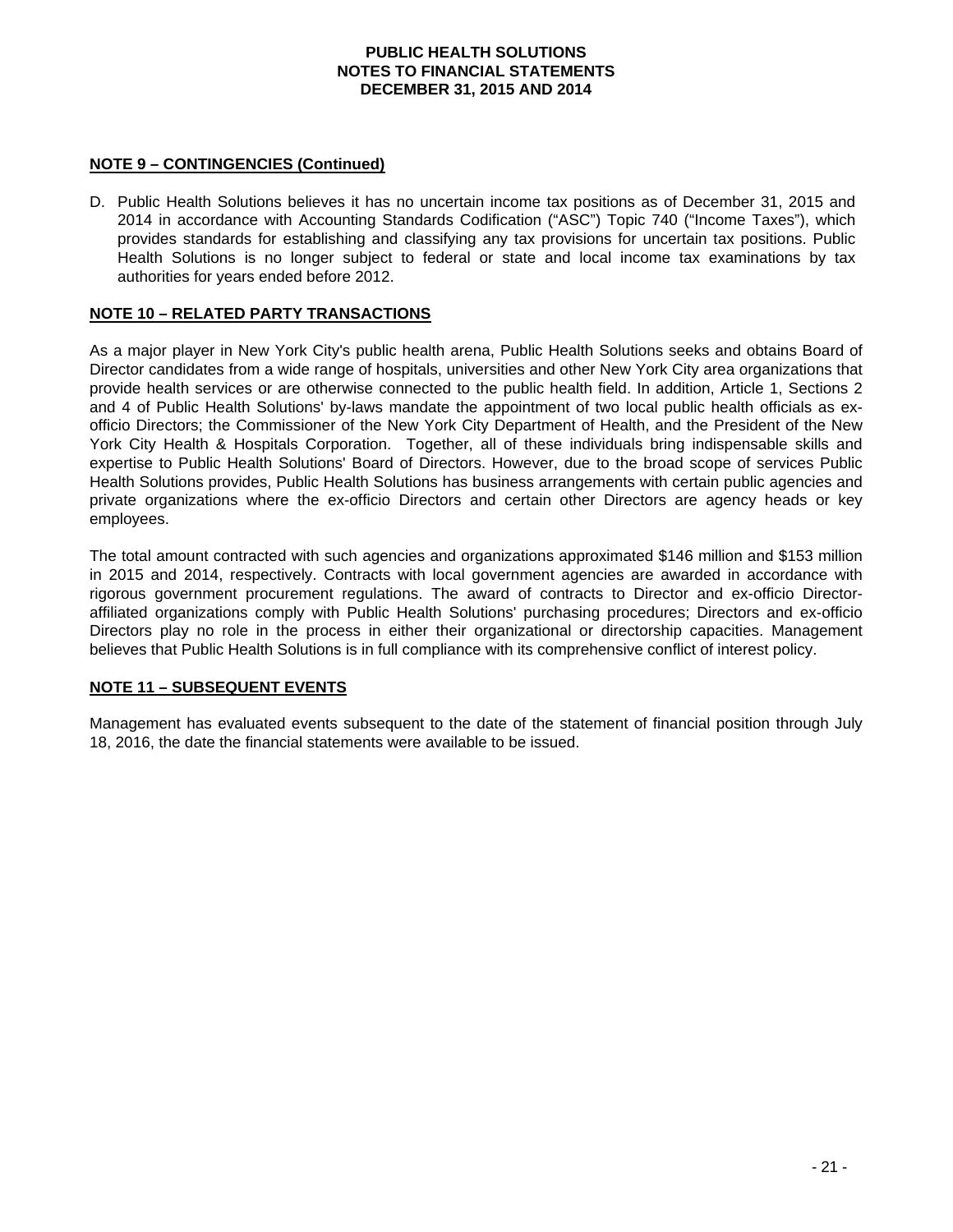## NOTE 9 – CONTINGENCIES (Continued)

D. Public Health Solutions believes it has no uncertain income tax positions as of December 31, 2015 and 2014 in accordance with Accounting Standards Codification ("ASC") Topic 740 ("Income Taxes"), which provides standards for establishing and classifying any tax provisions for uncertain tax positions. Public Health Solutions is no longer subject to federal or state and local income tax examinations by tax authorities for years ended before 2012.

## NOTE 10 – RELATED PARTY TRANSACTIONS

As a major player in New York City's public health arena, Public Health Solutions seeks and obtains Board of Director candidates from a wide range of hospitals, universities and other New York City area organizations that provide health services or are otherwise connected to the public health field. In addition, Article 1, Sections 2 and 4 of Public Health Solutions' by-laws mandate the appointment of two local public health officials as ex-officio Directors; the Commissioner of the New York City Department of Health, and the President of the New York City Health & Hospitals Corporation. Together, all of these individuals bring indispensable skills and expertise to Public Health Solutions' Board of Directors. However, due to the broad scope of services Public Health Solutions provides, Public Health Solutions has business arrangements with certain public agencies and private organizations where the ex-officio Directors and certain other Directors are agency heads or key employees.

The total amount contracted with such agencies and organizations approximated $146 million and $153 million in 2015 and 2014, respectively. Contracts with local government agencies are awarded in accordance with rigorous government procurement regulations. The award of contracts to Director and ex-officio Director-affiliated organizations comply with Public Health Solutions' purchasing procedures; Directors and ex-officio Directors play no role in the process in either their organizational or directorship capacities. Management believes that Public Health Solutions is in full compliance with its comprehensive conflict of interest policy.

## NOTE 11 – SUBSEQUENT EVENTS

Management has evaluated events subsequent to the date of the statement of financial position through July 18, 2016, the date the financial statements were available to be issued.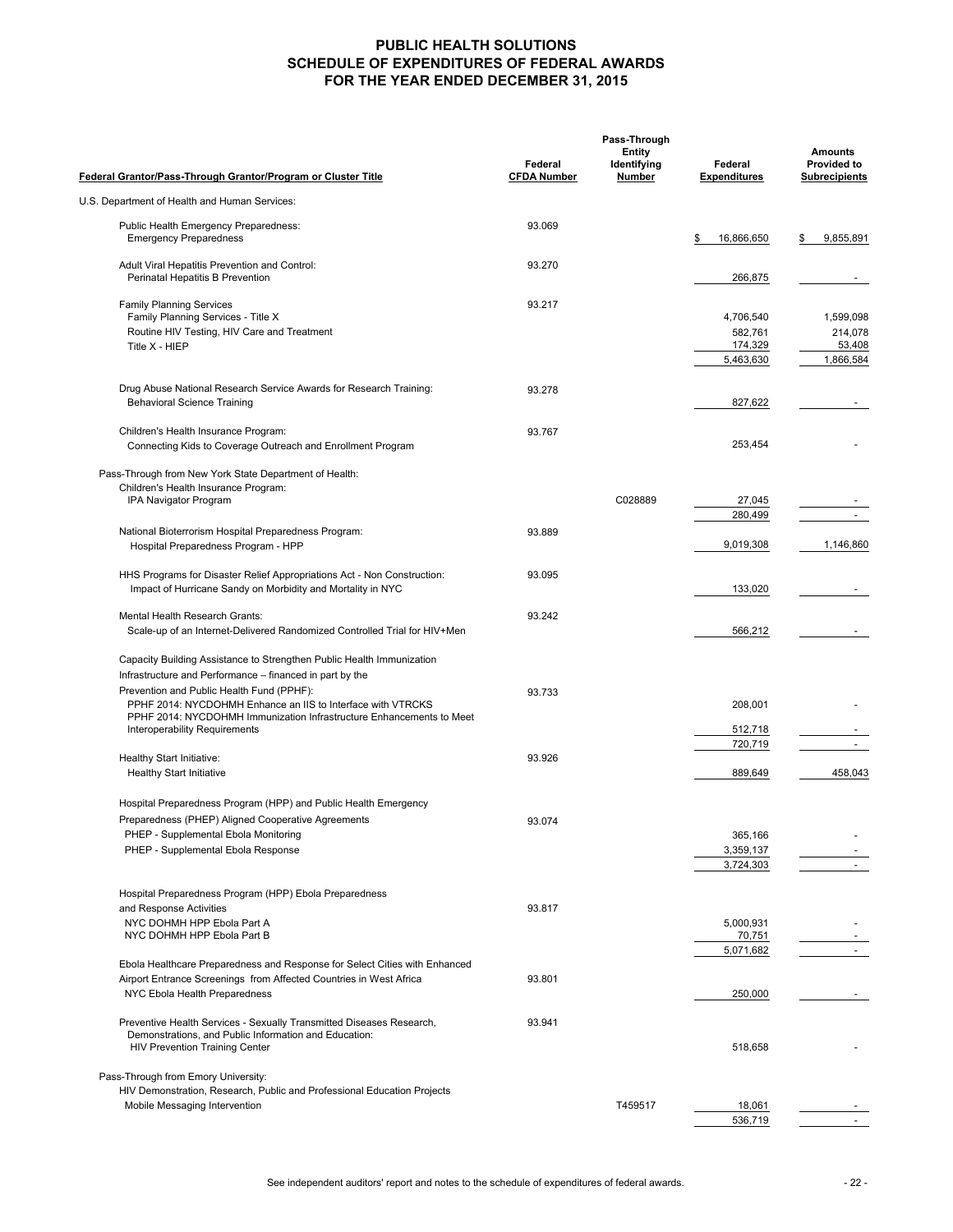# PUBLIC HEALTH SOLUTIONS
## SCHEDULE OF EXPENDITURES OF FEDERAL AWARDS
## FOR THE YEAR ENDED DECEMBER 31, 2015

| Federal Grantor/Pass-Through Grantor/Program or Cluster Title | Federal CFDA Number | Pass-Through Entity Identifying Number | Federal Expenditures | Amounts Provided to Subrecipients |
|---|---|---|---|---|
| U.S. Department of Health and Human Services: | | | | |
| Public Health Emergency Preparedness: | 93.069 | | | |
| Emergency Preparedness | | | $ 16,866,650 | $ 9,855,891 |
| Adult Viral Hepatitis Prevention and Control: | 93.270 | | | |
| Perinatal Hepatitis B Prevention | | | 266,875 | - |
| Family Planning Services | 93.217 | | | |
| Family Planning Services - Title X | | | 4,706,540 | 1,599,098 |
| Routine HIV Testing, HIV Care and Treatment | | | 582,761 | 214,078 |
| Title X - HIEP | | | 174,329 | 53,408 |
| | | | 5,463,630 | 1,866,584 |
| Drug Abuse National Research Service Awards for Research Training: | 93.278 | | | |
| Behavioral Science Training | | | 827,622 | - |
| Children's Health Insurance Program: | 93.767 | | | |
| Connecting Kids to Coverage Outreach and Enrollment Program | | | 253,454 | - |
| Pass-Through from New York State Department of Health: | | | | |
| Children's Health Insurance Program: | | | | |
| IPA Navigator Program | | C028889 | 27,045 | - |
| | | | 280,499 | - |
| National Bioterrorism Hospital Preparedness Program: | 93.889 | | | |
| Hospital Preparedness Program - HPP | | | 9,019,308 | 1,146,860 |
| HHS Programs for Disaster Relief Appropriations Act - Non Construction: | 93.095 | | | |
| Impact of Hurricane Sandy on Morbidity and Mortality in NYC | | | 133,020 | - |
| Mental Health Research Grants: | 93.242 | | | |
| Scale-up of an Internet-Delivered Randomized Controlled Trial for HIV+Men | | | 566,212 | - |
| Capacity Building Assistance to Strengthen Public Health Immunization Infrastructure and Performance – financed in part by the Prevention and Public Health Fund (PPHF): | 93.733 | | | |
| PPHF 2014: NYCDOHMH Enhance an IIS to Interface with VTRCKS | | | 208,001 | - |
| PPHF 2014: NYCDOHMH Immunization Infrastructure Enhancements to Meet Interoperability Requirements | | | 512,718 | - |
| | | | 720,719 | - |
| Healthy Start Initiative: | 93.926 | | | |
| Healthy Start Initiative | | | 889,649 | 458,043 |
| Hospital Preparedness Program (HPP) and Public Health Emergency Preparedness (PHEP) Aligned Cooperative Agreements | 93.074 | | | |
| PHEP - Supplemental Ebola Monitoring | | | 365,166 | - |
| PHEP - Supplemental Ebola Response | | | 3,359,137 | - |
| | | | 3,724,303 | - |
| Hospital Preparedness Program (HPP) Ebola Preparedness and Response Activities | 93.817 | | | |
| NYC DOHMH HPP Ebola Part A | | | 5,000,931 | - |
| NYC DOHMH HPP Ebola Part B | | | 70,751 | - |
| | | | 5,071,682 | - |
| Ebola Healthcare Preparedness and Response for Select Cities with Enhanced Airport Entrance Screenings from Affected Countries in West Africa | 93.801 | | | |
| NYC Ebola Health Preparedness | | | 250,000 | - |
| Preventive Health Services - Sexually Transmitted Diseases Research, Demonstrations, and Public Information and Education: | 93.941 | | | |
| HIV Prevention Training Center | | | 518,658 | - |
| Pass-Through from Emory University: | | | | |
| HIV Demonstration, Research, Public and Professional Education Projects | | | | |
| Mobile Messaging Intervention | | T459517 | 18,061 | - |
| | | | 536,719 | - |

See independent auditors' report and notes to the schedule of expenditures of federal awards.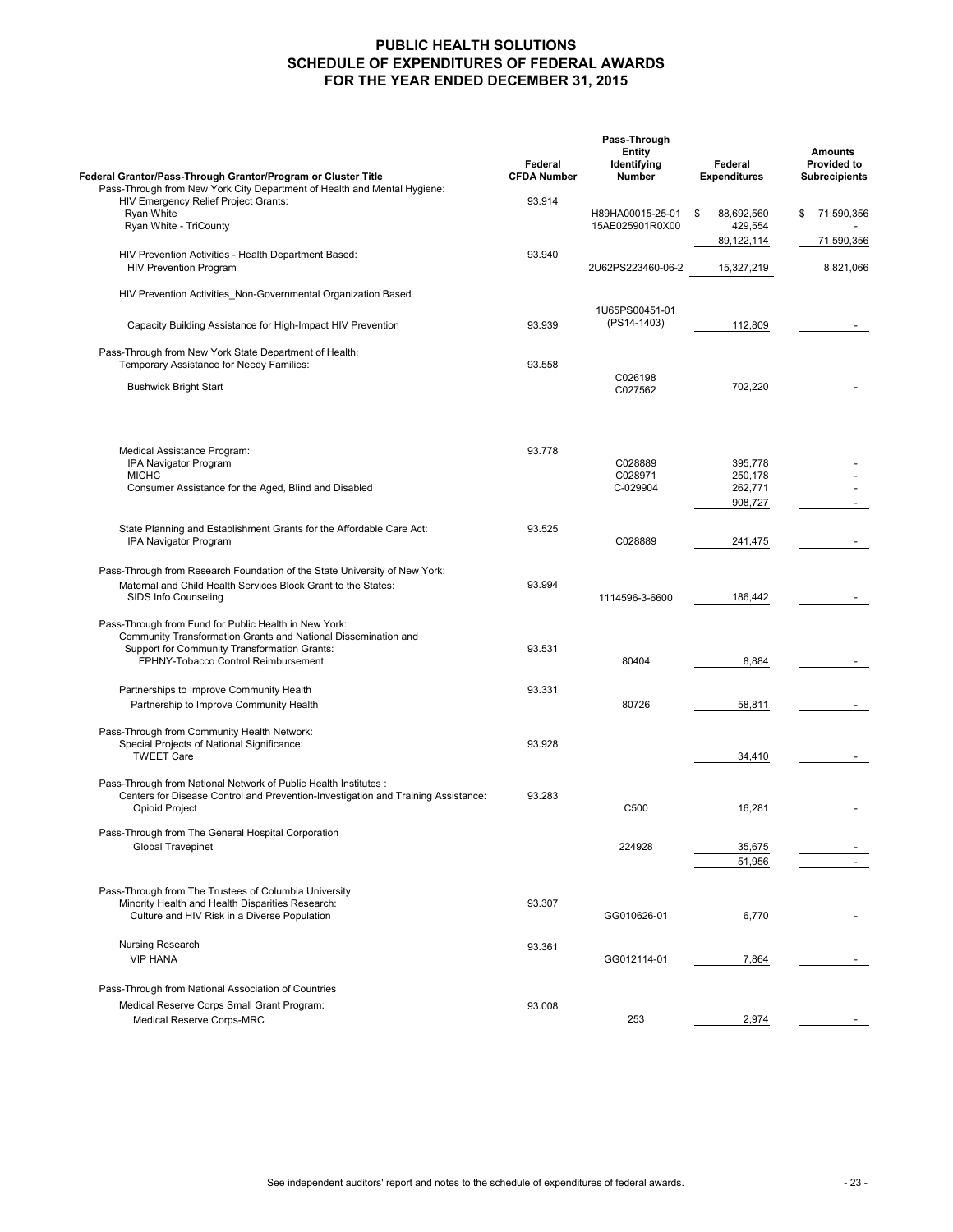# PUBLIC HEALTH SOLUTIONS
# SCHEDULE OF EXPENDITURES OF FEDERAL AWARDS
# FOR THE YEAR ENDED DECEMBER 31, 2015

| Federal Grantor/Pass-Through Grantor/Program or Cluster Title | Federal CFDA Number | Pass-Through Entity Identifying Number | Federal Expenditures | Amounts Provided to Subrecipients |
|---|---|---|---|---|
| Pass-Through from New York City Department of Health and Mental Hygiene: | | | | |
| HIV Emergency Relief Project Grants: | 93.914 | | | |
| Ryan White | | H89HA00015-25-01 | $ 88,692,560 | $ 71,590,356 |
| Ryan White - TriCounty | | 15AE025901R0X00 | 429,554 | - |
| | | | 89,122,114 | 71,590,356 |
| HIV Prevention Activities - Health Department Based: | 93.940 | | | |
| HIV Prevention Program | | 2U62PS223460-06-2 | 15,327,219 | 8,821,066 |
| HIV Prevention Activities_Non-Governmental Organization Based | | | | |
| Capacity Building Assistance for High-Impact HIV Prevention | 93.939 | 1U65PS00451-01 (PS14-1403) | 112,809 | - |
| Pass-Through from New York State Department of Health: | | | | |
| Temporary Assistance for Needy Families: | 93.558 | | | |
| Bushwick Bright Start | | C026198 C027562 | 702,220 | - |
| Medical Assistance Program: | 93.778 | | | |
| IPA Navigator Program | | C028889 | 395,778 | - |
| MICHC | | C028971 | 250,178 | - |
| Consumer Assistance for the Aged, Blind and Disabled | | C-029904 | 262,771 | - |
| | | | 908,727 | - |
| State Planning and Establishment Grants for the Affordable Care Act: | 93.525 | | | |
| IPA Navigator Program | | C028889 | 241,475 | - |
| Pass-Through from Research Foundation of the State University of New York: | | | | |
| Maternal and Child Health Services Block Grant to the States: | 93.994 | | | |
| SIDS Info Counseling | | 1114596-3-6600 | 186,442 | - |
| Pass-Through from Fund for Public Health in New York: | | | | |
| Community Transformation Grants and National Dissemination and Support for Community Transformation Grants: | 93.531 | | | |
| FPHNY-Tobacco Control Reimbursement | | 80404 | 8,884 | - |
| Partnerships to Improve Community Health | 93.331 | | | |
| Partnership to Improve Community Health | | 80726 | 58,811 | - |
| Pass-Through from Community Health Network: | | | | |
| Special Projects of National Significance: | 93.928 | | | |
| TWEET Care | | | 34,410 | - |
| Pass-Through from National Network of Public Health Institutes : | | | | |
| Centers for Disease Control and Prevention-Investigation and Training Assistance: | 93.283 | | | |
| Opioid Project | | C500 | 16,281 | - |
| Pass-Through from The General Hospital Corporation | | | | |
| Global Travepinet | | 224928 | 35,675 | - |
| | | | 51,956 | - |
| Pass-Through from The Trustees of Columbia University | | | | |
| Minority Health and Health Disparities Research: | 93.307 | | | |
| Culture and HIV Risk in a Diverse Population | | GG010626-01 | 6,770 | - |
| Nursing Research | 93.361 | | | |
| VIP HANA | | GG012114-01 | 7,864 | - |
| Pass-Through from National Association of Countries | | | | |
| Medical Reserve Corps Small Grant Program: | 93.008 | | | |
| Medical Reserve Corps-MRC | | 253 | 2,974 | - |

See independent auditors' report and notes to the schedule of expenditures of federal awards.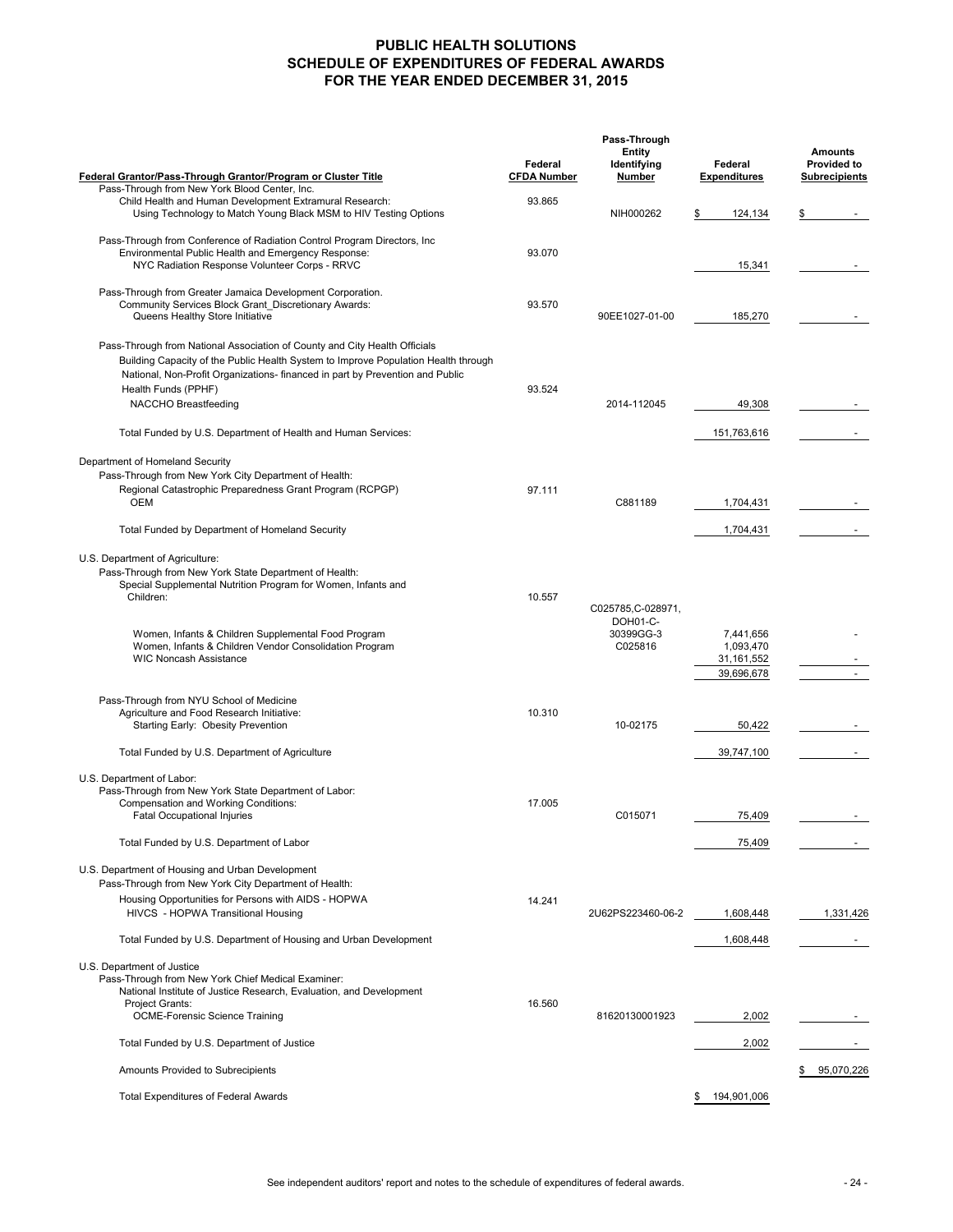# PUBLIC HEALTH SOLUTIONS
## SCHEDULE OF EXPENDITURES OF FEDERAL AWARDS
## FOR THE YEAR ENDED DECEMBER 31, 2015

| Federal Grantor/Pass-Through Grantor/Program or Cluster Title | Federal CFDA Number | Pass-Through Entity Identifying Number | Federal Expenditures | Amounts Provided to Subrecipients |
|---|---|---|---|---|
| Pass-Through from New York Blood Center, Inc. | | | | |
| Child Health and Human Development Extramural Research: | 93.865 | | | |
| Using Technology to Match Young Black MSM to HIV Testing Options | | NIH000262 | $ 124,134 | $ - |
| Pass-Through from Conference of Radiation Control Program Directors, Inc | | | | |
| Environmental Public Health and Emergency Response: | 93.070 | | | |
| NYC Radiation Response Volunteer Corps - RRVC | | | 15,341 | - |
| Pass-Through from Greater Jamaica Development Corporation. | | | | |
| Community Services Block Grant_Discretionary Awards: | 93.570 | | | |
| Queens Healthy Store Initiative | | 90EE1027-01-00 | 185,270 | - |
| Pass-Through from National Association of County and City Health Officials | | | | |
| Building Capacity of the Public Health System to Improve Population Health through National, Non-Profit Organizations- financed in part by Prevention and Public Health Funds (PPHF) | 93.524 | | | |
| NACCHO Breastfeeding | | 2014-112045 | 49,308 | - |
| Total Funded by U.S. Department of Health and Human Services: | | | 151,763,616 | - |
| Department of Homeland Security | | | | |
| Pass-Through from New York City Department of Health: | | | | |
| Regional Catastrophic Preparedness Grant Program (RCPGP) | 97.111 | | | |
| OEM | | C881189 | 1,704,431 | - |
| Total Funded by Department of Homeland Security | | | 1,704,431 | - |
| U.S. Department of Agriculture: | | | | |
| Pass-Through from New York State Department of Health: | | | | |
| Special Supplemental Nutrition Program for Women, Infants and Children: | 10.557 | | | |
| Women, Infants & Children Supplemental Food Program | | C025785,C-028971, DOH01-C-30399GG-3 | 7,441,656 | - |
| Women, Infants & Children Vendor Consolidation Program | | C025816 | 1,093,470 | |
| WIC Noncash Assistance | | | 31,161,552 | - |
| | | | 39,696,678 | - |
| Pass-Through from NYU School of Medicine | | | | |
| Agriculture and Food Research Initiative: | 10.310 | | | |
| Starting Early: Obesity Prevention | | 10-02175 | 50,422 | - |
| Total Funded by U.S. Department of Agriculture | | | 39,747,100 | - |
| U.S. Department of Labor: | | | | |
| Pass-Through from New York State Department of Labor: | | | | |
| Compensation and Working Conditions: | 17.005 | | | |
| Fatal Occupational Injuries | | C015071 | 75,409 | - |
| Total Funded by U.S. Department of Labor | | | 75,409 | - |
| U.S. Department of Housing and Urban Development | | | | |
| Pass-Through from New York City Department of Health: | | | | |
| Housing Opportunities for Persons with AIDS - HOPWA | 14.241 | | | |
| HIVCS - HOPWA Transitional Housing | | 2U62PS223460-06-2 | 1,608,448 | 1,331,426 |
| Total Funded by U.S. Department of Housing and Urban Development | | | 1,608,448 | - |
| U.S. Department of Justice | | | | |
| Pass-Through from New York Chief Medical Examiner: | | | | |
| National Institute of Justice Research, Evaluation, and Development Project Grants: | 16.560 | | | |
| OCME-Forensic Science Training | | 81620130001923 | 2,002 | - |
| Total Funded by U.S. Department of Justice | | | 2,002 | - |
| Amounts Provided to Subrecipients | | | | $ 95,070,226 |
| Total Expenditures of Federal Awards | | | $ 194,901,006 | |

See independent auditors' report and notes to the schedule of expenditures of federal awards.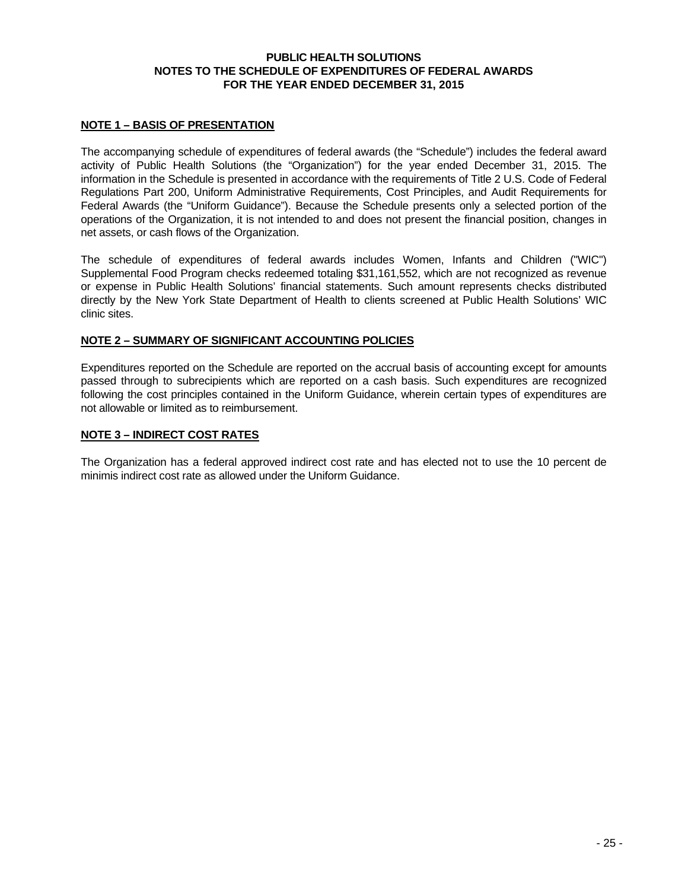# PUBLIC HEALTH SOLUTIONS
## NOTES TO THE SCHEDULE OF EXPENDITURES OF FEDERAL AWARDS
## FOR THE YEAR ENDED DECEMBER 31, 2015

### NOTE 1 – BASIS OF PRESENTATION

The accompanying schedule of expenditures of federal awards (the “Schedule”) includes the federal award activity of Public Health Solutions (the “Organization”) for the year ended December 31, 2015. The information in the Schedule is presented in accordance with the requirements of Title 2 U.S. Code of Federal Regulations Part 200, Uniform Administrative Requirements, Cost Principles, and Audit Requirements for Federal Awards (the “Uniform Guidance”). Because the Schedule presents only a selected portion of the operations of the Organization, it is not intended to and does not present the financial position, changes in net assets, or cash flows of the Organization.

The schedule of expenditures of federal awards includes Women, Infants and Children ("WIC") Supplemental Food Program checks redeemed totaling $31,161,552, which are not recognized as revenue or expense in Public Health Solutions’ financial statements. Such amount represents checks distributed directly by the New York State Department of Health to clients screened at Public Health Solutions’ WIC clinic sites.

### NOTE 2 – SUMMARY OF SIGNIFICANT ACCOUNTING POLICIES

Expenditures reported on the Schedule are reported on the accrual basis of accounting except for amounts passed through to subrecipients which are reported on a cash basis. Such expenditures are recognized following the cost principles contained in the Uniform Guidance, wherein certain types of expenditures are not allowable or limited as to reimbursement.

### NOTE 3 – INDIRECT COST RATES

The Organization has a federal approved indirect cost rate and has elected not to use the 10 percent de minimis indirect cost rate as allowed under the Uniform Guidance.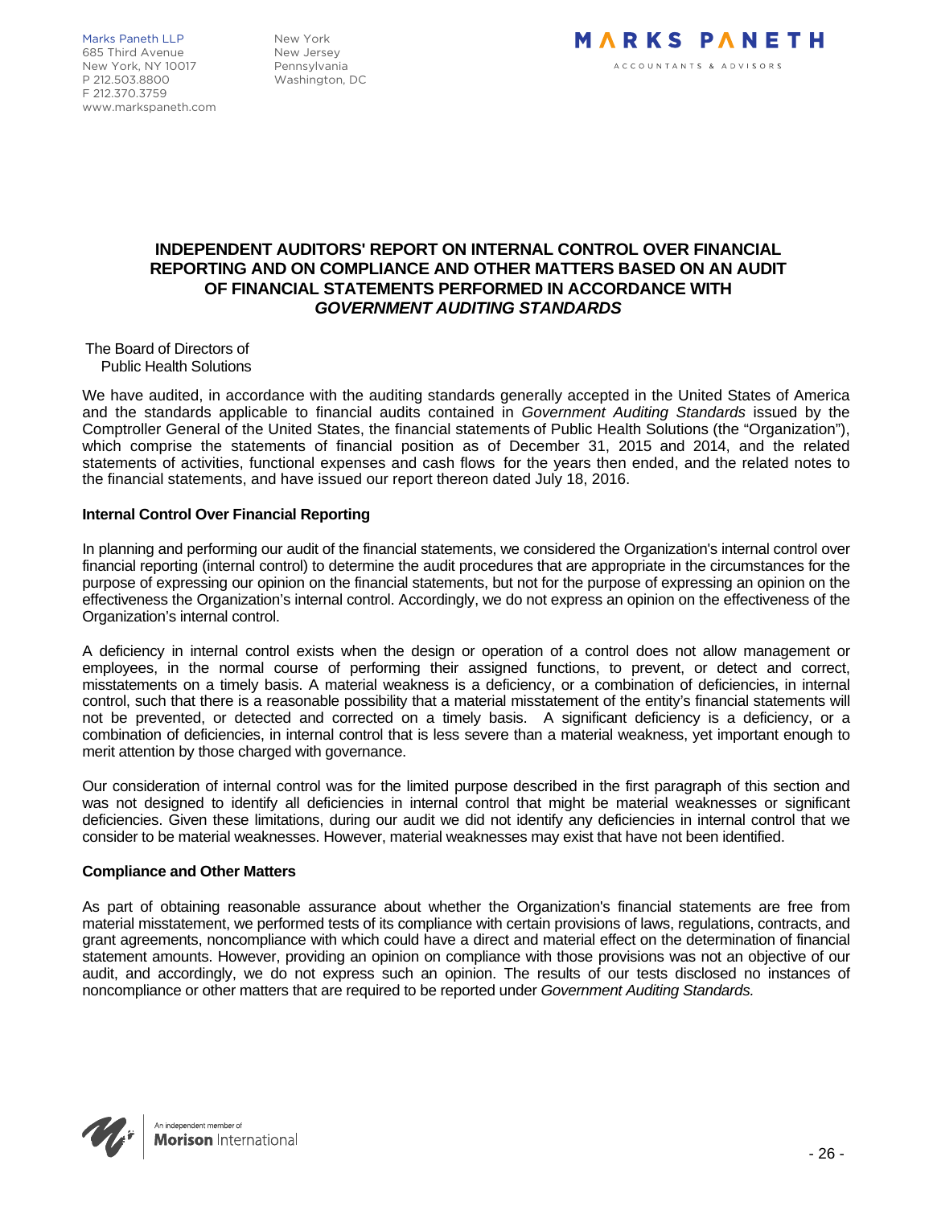Marks Paneth LLP
685 Third Avenue
New York, NY 10017
P 212.503.8800
F 212.370.3759
www.markspaneth.com

New York
New Jersey
Pennsylvania
Washington, DC

**MARKS PANETH**
ACCOUNTANTS & ADVISORS

# INDEPENDENT AUDITORS' REPORT ON INTERNAL CONTROL OVER FINANCIAL REPORTING AND ON COMPLIANCE AND OTHER MATTERS BASED ON AN AUDIT OF FINANCIAL STATEMENTS PERFORMED IN ACCORDANCE WITH *GOVERNMENT AUDITING STANDARDS*

The Board of Directors of
Public Health Solutions

We have audited, in accordance with the auditing standards generally accepted in the United States of America and the standards applicable to financial audits contained in *Government Auditing Standards* issued by the Comptroller General of the United States, the financial statements of Public Health Solutions (the "Organization"), which comprise the statements of financial position as of December 31, 2015 and 2014, and the related statements of activities, functional expenses and cash flows for the years then ended, and the related notes to the financial statements, and have issued our report thereon dated July 18, 2016.

**Internal Control Over Financial Reporting**

In planning and performing our audit of the financial statements, we considered the Organization's internal control over financial reporting (internal control) to determine the audit procedures that are appropriate in the circumstances for the purpose of expressing our opinion on the financial statements, but not for the purpose of expressing an opinion on the effectiveness the Organization's internal control. Accordingly, we do not express an opinion on the effectiveness of the Organization's internal control.

A deficiency in internal control exists when the design or operation of a control does not allow management or employees, in the normal course of performing their assigned functions, to prevent, or detect and correct, misstatements on a timely basis. A material weakness is a deficiency, or a combination of deficiencies, in internal control, such that there is a reasonable possibility that a material misstatement of the entity's financial statements will not be prevented, or detected and corrected on a timely basis. A significant deficiency is a deficiency, or a combination of deficiencies, in internal control that is less severe than a material weakness, yet important enough to merit attention by those charged with governance.

Our consideration of internal control was for the limited purpose described in the first paragraph of this section and was not designed to identify all deficiencies in internal control that might be material weaknesses or significant deficiencies. Given these limitations, during our audit we did not identify any deficiencies in internal control that we consider to be material weaknesses. However, material weaknesses may exist that have not been identified.

**Compliance and Other Matters**

As part of obtaining reasonable assurance about whether the Organization's financial statements are free from material misstatement, we performed tests of its compliance with certain provisions of laws, regulations, contracts, and grant agreements, noncompliance with which could have a direct and material effect on the determination of financial statement amounts. However, providing an opinion on compliance with those provisions was not an objective of our audit, and accordingly, we do not express such an opinion. The results of our tests disclosed no instances of noncompliance or other matters that are required to be reported under *Government Auditing Standards.*

An independent member of
**Morison** International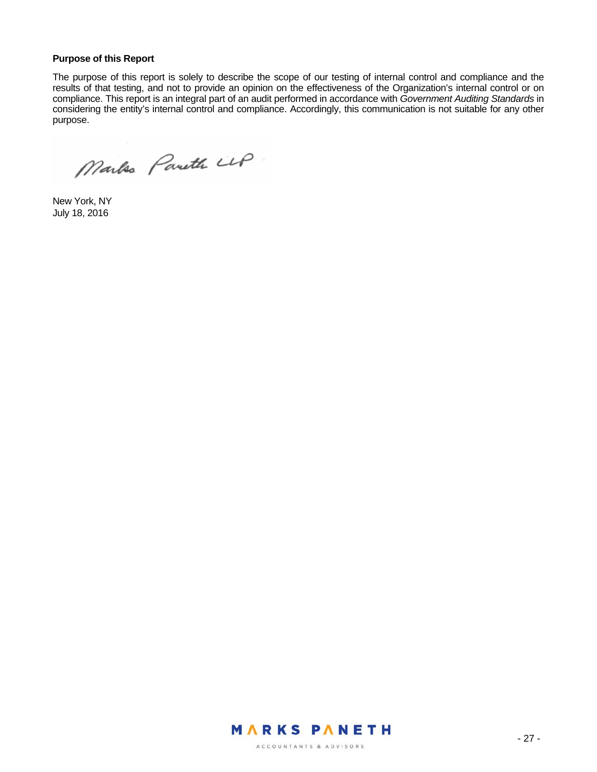**Purpose of this Report**

The purpose of this report is solely to describe the scope of our testing of internal control and compliance and the results of that testing, and not to provide an opinion on the effectiveness of the Organization's internal control or on compliance. This report is an integral part of an audit performed in accordance with *Government Auditing Standards* in considering the entity's internal control and compliance. Accordingly, this communication is not suitable for any other purpose.

Marks Paneth LLP

New York, NY
July 18, 2016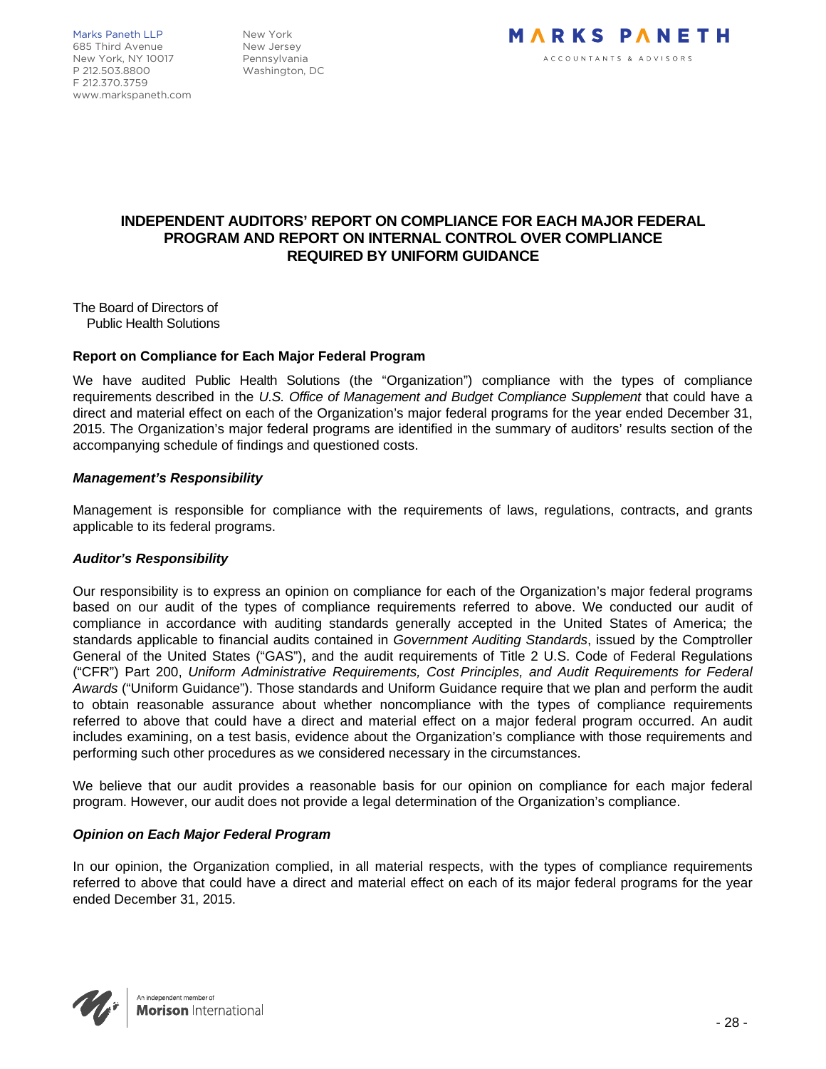Marks Paneth LLP
685 Third Avenue
New York, NY 10017
P 212.503.8800
F 212.370.3759
www.markspaneth.com

New York
New Jersey
Pennsylvania
Washington, DC

MARKS PANETH
ACCOUNTANTS & ADVISORS

## INDEPENDENT AUDITORS' REPORT ON COMPLIANCE FOR EACH MAJOR FEDERAL PROGRAM AND REPORT ON INTERNAL CONTROL OVER COMPLIANCE REQUIRED BY UNIFORM GUIDANCE

The Board of Directors of
Public Health Solutions

### Report on Compliance for Each Major Federal Program

We have audited Public Health Solutions (the "Organization") compliance with the types of compliance requirements described in the *U.S. Office of Management and Budget Compliance Supplement* that could have a direct and material effect on each of the Organization's major federal programs for the year ended December 31, 2015. The Organization's major federal programs are identified in the summary of auditors' results section of the accompanying schedule of findings and questioned costs.

#### *Management's Responsibility*

Management is responsible for compliance with the requirements of laws, regulations, contracts, and grants applicable to its federal programs.

#### *Auditor's Responsibility*

Our responsibility is to express an opinion on compliance for each of the Organization's major federal programs based on our audit of the types of compliance requirements referred to above. We conducted our audit of compliance in accordance with auditing standards generally accepted in the United States of America; the standards applicable to financial audits contained in *Government Auditing Standards*, issued by the Comptroller General of the United States ("GAS"), and the audit requirements of Title 2 U.S. Code of Federal Regulations ("CFR") Part 200, *Uniform Administrative Requirements, Cost Principles, and Audit Requirements for Federal Awards* ("Uniform Guidance"). Those standards and Uniform Guidance require that we plan and perform the audit to obtain reasonable assurance about whether noncompliance with the types of compliance requirements referred to above that could have a direct and material effect on a major federal program occurred. An audit includes examining, on a test basis, evidence about the Organization's compliance with those requirements and performing such other procedures as we considered necessary in the circumstances.

We believe that our audit provides a reasonable basis for our opinion on compliance for each major federal program. However, our audit does not provide a legal determination of the Organization's compliance.

#### *Opinion on Each Major Federal Program*

In our opinion, the Organization complied, in all material respects, with the types of compliance requirements referred to above that could have a direct and material effect on each of its major federal programs for the year ended December 31, 2015.

An independent member of
**Morison** International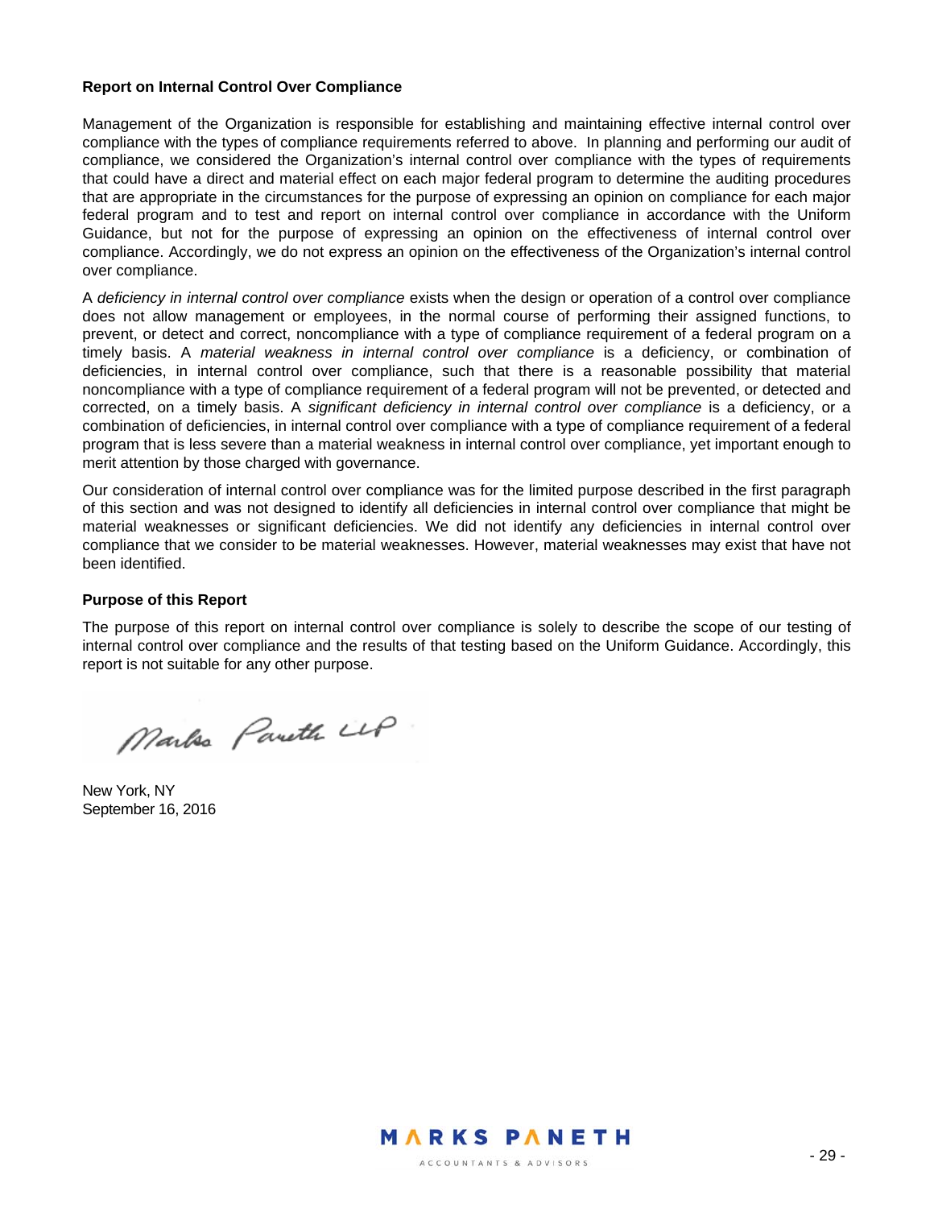**Report on Internal Control Over Compliance**

Management of the Organization is responsible for establishing and maintaining effective internal control over compliance with the types of compliance requirements referred to above. In planning and performing our audit of compliance, we considered the Organization's internal control over compliance with the types of requirements that could have a direct and material effect on each major federal program to determine the auditing procedures that are appropriate in the circumstances for the purpose of expressing an opinion on compliance for each major federal program and to test and report on internal control over compliance in accordance with the Uniform Guidance, but not for the purpose of expressing an opinion on the effectiveness of internal control over compliance. Accordingly, we do not express an opinion on the effectiveness of the Organization's internal control over compliance.

A *deficiency in internal control over compliance* exists when the design or operation of a control over compliance does not allow management or employees, in the normal course of performing their assigned functions, to prevent, or detect and correct, noncompliance with a type of compliance requirement of a federal program on a timely basis. A *material weakness in internal control over compliance* is a deficiency, or combination of deficiencies, in internal control over compliance, such that there is a reasonable possibility that material noncompliance with a type of compliance requirement of a federal program will not be prevented, or detected and corrected, on a timely basis. A *significant deficiency in internal control over compliance* is a deficiency, or a combination of deficiencies, in internal control over compliance with a type of compliance requirement of a federal program that is less severe than a material weakness in internal control over compliance, yet important enough to merit attention by those charged with governance.

Our consideration of internal control over compliance was for the limited purpose described in the first paragraph of this section and was not designed to identify all deficiencies in internal control over compliance that might be material weaknesses or significant deficiencies. We did not identify any deficiencies in internal control over compliance that we consider to be material weaknesses. However, material weaknesses may exist that have not been identified.

**Purpose of this Report**

The purpose of this report on internal control over compliance is solely to describe the scope of our testing of internal control over compliance and the results of that testing based on the Uniform Guidance. Accordingly, this report is not suitable for any other purpose.

Marks Paneth LLP

New York, NY
September 16, 2016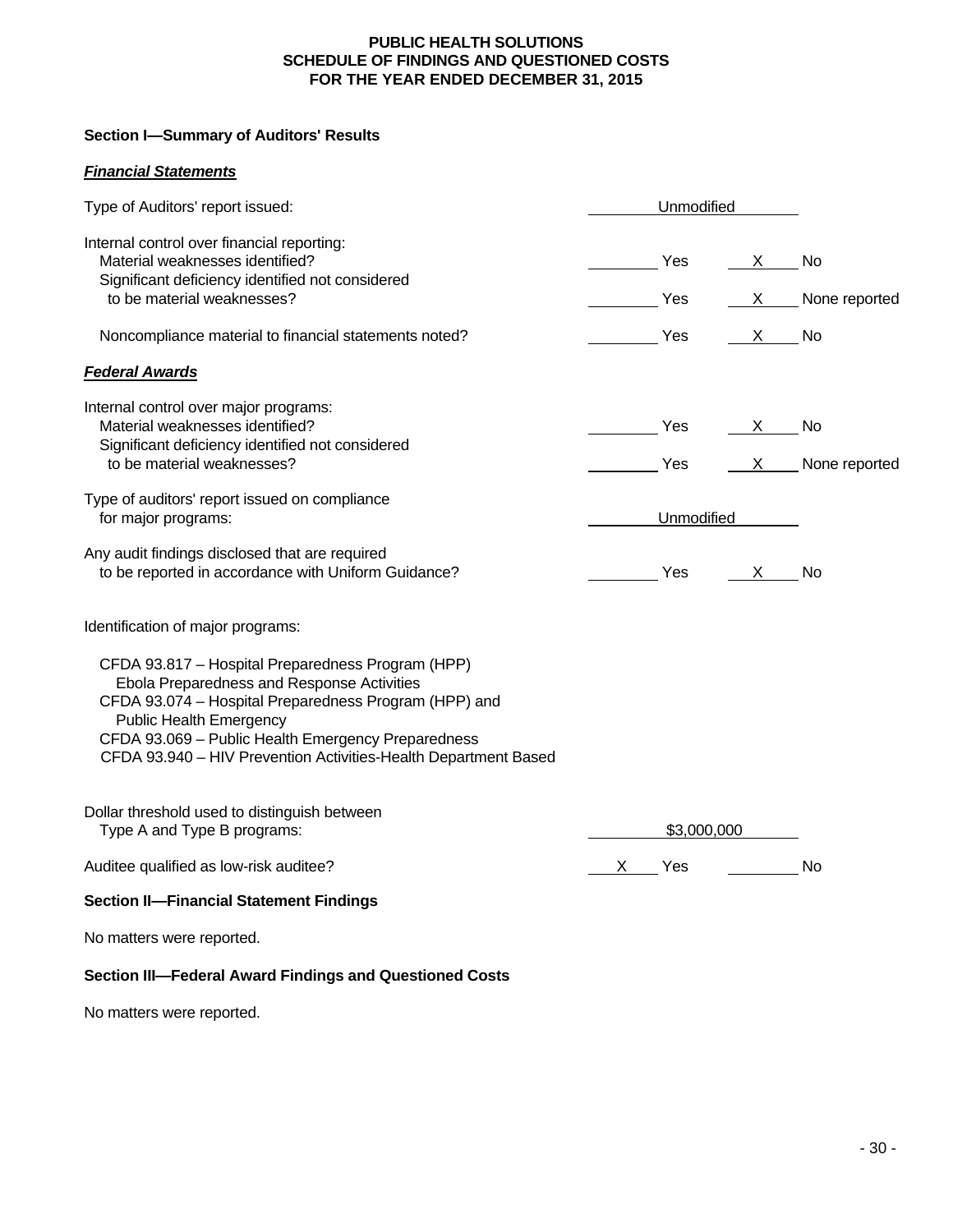# PUBLIC HEALTH SOLUTIONS
# SCHEDULE OF FINDINGS AND QUESTIONED COSTS
# FOR THE YEAR ENDED DECEMBER 31, 2015

## Section I—Summary of Auditors' Results

### *Financial Statements*

| | | | | |
|---|---|---|---|---|
| Type of Auditors' report issued: | Unmodified | | | |
| Internal control over financial reporting: | | | | |
| Material weaknesses identified? | | Yes | X | No |
| Significant deficiency identified not considered to be material weaknesses? | | Yes | X | None reported |
| Noncompliance material to financial statements noted? | | Yes | X | No |

### *Federal Awards*

| | | | | |
|---|---|---|---|---|
| Internal control over major programs: | | | | |
| Material weaknesses identified? | | Yes | X | No |
| Significant deficiency identified not considered to be material weaknesses? | | Yes | X | None reported |
| Type of auditors' report issued on compliance for major programs: | Unmodified | | | |
| Any audit findings disclosed that are required to be reported in accordance with Uniform Guidance? | | Yes | X | No |

Identification of major programs:

- CFDA 93.817 – Hospital Preparedness Program (HPP) Ebola Preparedness and Response Activities
- CFDA 93.074 – Hospital Preparedness Program (HPP) and Public Health Emergency
- CFDA 93.069 – Public Health Emergency Preparedness
- CFDA 93.940 – HIV Prevention Activities-Health Department Based

| | | | | |
|---|---|---|---|---|
| Dollar threshold used to distinguish between Type A and Type B programs: | $3,000,000 | | | |
| Auditee qualified as low-risk auditee? | X | Yes | | No |

## Section II—Financial Statement Findings

No matters were reported.

## Section III—Federal Award Findings and Questioned Costs

No matters were reported.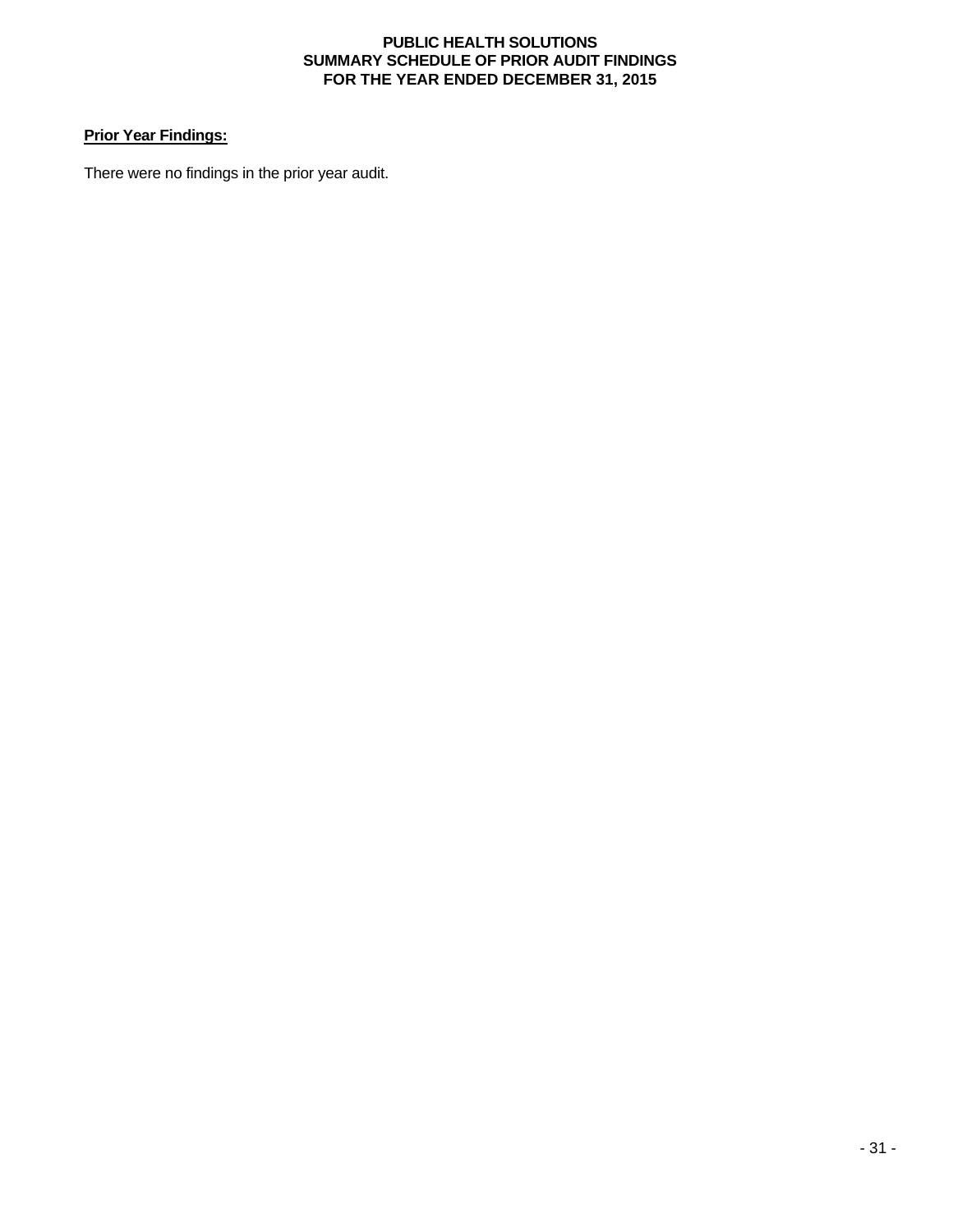# PUBLIC HEALTH SOLUTIONS
## SUMMARY SCHEDULE OF PRIOR AUDIT FINDINGS
## FOR THE YEAR ENDED DECEMBER 31, 2015

**Prior Year Findings:**

There were no findings in the prior year audit.